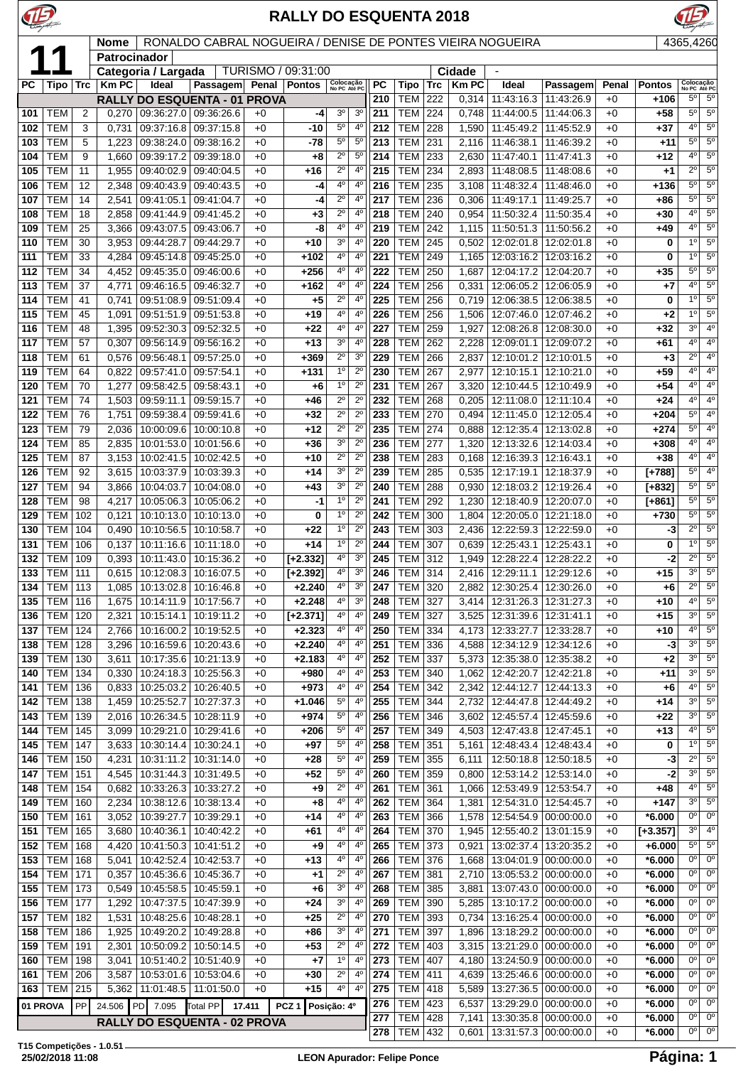# RALLY DO ESQUENTA 2018

**11**

| Nome | RONALDO CABRAL NOGUEIRA / DENISE DE PONTES VIEIRA NOGUEIRA | 4365,4260 |
|---|---|---|
| Patrocinador | | |
| Categoria / Largada | TURISMO / 09:31:00 | Cidade - |

**RALLY DO ESQUENTA - 01 PROVA**

| PC | Tipo | Trc | Km PC | Ideal | Passagem | Penal | Pontos | Colocação No PC | Colocação Até PC |
|---|---|---|---|---|---|---|---|---|---|
| 101 | TEM | 2 | 0,270 | 09:36:27.0 | 09:36:26.6 | +0 | -4 | 3º | 3º |
| 102 | TEM | 3 | 0,731 | 09:37:16.8 | 09:37:15.8 | +0 | -10 | 5º | 4º |
| 103 | TEM | 5 | 1,223 | 09:38:24.0 | 09:38:16.2 | +0 | -78 | 5º | 5º |
| 104 | TEM | 9 | 1,660 | 09:39:17.2 | 09:39:18.0 | +0 | +8 | 2º | 5º |
| 105 | TEM | 11 | 1,955 | 09:40:02.9 | 09:40:04.5 | +0 | +16 | 2º | 4º |
| 106 | TEM | 12 | 2,348 | 09:40:43.9 | 09:40:43.5 | +0 | -4 | 4º | 4º |
| 107 | TEM | 14 | 2,541 | 09:41:05.1 | 09:41:04.7 | +0 | -4 | 2º | 4º |
| 108 | TEM | 18 | 2,858 | 09:41:44.9 | 09:41:45.2 | +0 | +3 | 2º | 4º |
| 109 | TEM | 25 | 3,366 | 09:43:07.5 | 09:43:06.7 | +0 | -8 | 4º | 4º |
| 110 | TEM | 30 | 3,953 | 09:44:28.7 | 09:44:29.7 | +0 | +10 | 3º | 4º |
| 111 | TEM | 33 | 4,284 | 09:45:14.8 | 09:45:25.0 | +0 | +102 | 4º | 4º |
| 112 | TEM | 34 | 4,452 | 09:45:35.0 | 09:46:00.6 | +0 | +256 | 4º | 4º |
| 113 | TEM | 37 | 4,771 | 09:46:16.5 | 09:46:32.7 | +0 | +162 | 4º | 4º |
| 114 | TEM | 41 | 0,741 | 09:51:08.9 | 09:51:09.4 | +0 | +5 | 2º | 4º |
| 115 | TEM | 45 | 1,091 | 09:51:51.9 | 09:51:53.8 | +0 | +19 | 4º | 4º |
| 116 | TEM | 48 | 1,395 | 09:52:30.3 | 09:52:32.5 | +0 | +22 | 4º | 4º |
| 117 | TEM | 57 | 0,307 | 09:56:14.9 | 09:56:16.2 | +0 | +13 | 3º | 4º |
| 118 | TEM | 61 | 0,576 | 09:56:48.1 | 09:57:25.0 | +0 | +369 | 2º | 3º |
| 119 | TEM | 64 | 0,822 | 09:57:41.0 | 09:57:54.1 | +0 | +131 | 1º | 2º |
| 120 | TEM | 70 | 1,277 | 09:58:42.5 | 09:58:43.1 | +0 | +6 | 1º | 2º |
| 121 | TEM | 74 | 1,503 | 09:59:11.1 | 09:59:15.7 | +0 | +46 | 2º | 2º |
| 122 | TEM | 76 | 1,751 | 09:59:38.4 | 09:59:41.6 | +0 | +32 | 2º | 2º |
| 123 | TEM | 79 | 2,036 | 10:00:09.6 | 10:00:10.8 | +0 | +12 | 2º | 2º |
| 124 | TEM | 85 | 2,835 | 10:01:53.0 | 10:01:56.6 | +0 | +36 | 3º | 2º |
| 125 | TEM | 87 | 3,153 | 10:02:41.5 | 10:02:42.5 | +0 | +10 | 2º | 2º |
| 126 | TEM | 92 | 3,615 | 10:03:37.9 | 10:03:39.3 | +0 | +14 | 3º | 2º |
| 127 | TEM | 94 | 3,866 | 10:04:03.7 | 10:04:08.0 | +0 | +43 | 3º | 2º |
| 128 | TEM | 98 | 4,217 | 10:05:06.3 | 10:05:06.2 | +0 | -1 | 1º | 2º |
| 129 | TEM | 102 | 0,121 | 10:10:13.0 | 10:10:13.0 | +0 | 0 | 1º | 2º |
| 130 | TEM | 104 | 0,490 | 10:10:56.5 | 10:10:58.7 | +0 | +22 | 1º | 2º |
| 131 | TEM | 106 | 0,137 | 10:11:16.6 | 10:11:18.0 | +0 | +14 | 1º | 2º |
| 132 | TEM | 109 | 0,393 | 10:11:43.0 | 10:15:36.2 | +0 | [+2.332] | 4º | 3º |
| 133 | TEM | 111 | 0,615 | 10:12:08.3 | 10:16:07.5 | +0 | [+2.392] | 4º | 3º |
| 134 | TEM | 113 | 1,085 | 10:13:02.8 | 10:16:46.8 | +0 | +2.240 | 4º | 3º |
| 135 | TEM | 116 | 1,675 | 10:14:11.9 | 10:17:56.7 | +0 | +2.248 | 4º | 3º |
| 136 | TEM | 120 | 2,321 | 10:15:14.1 | 10:19:11.2 | +0 | [+2.371] | 4º | 4º |
| 137 | TEM | 124 | 2,766 | 10:16:00.2 | 10:19:52.5 | +0 | +2.323 | 4º | 4º |
| 138 | TEM | 128 | 3,296 | 10:16:59.6 | 10:20:43.6 | +0 | +2.240 | 4º | 4º |
| 139 | TEM | 130 | 3,611 | 10:17:35.6 | 10:21:13.9 | +0 | +2.183 | 4º | 4º |
| 140 | TEM | 134 | 0,330 | 10:24:18.3 | 10:25:56.3 | +0 | +980 | 4º | 4º |
| 141 | TEM | 136 | 0,833 | 10:25:03.2 | 10:26:40.5 | +0 | +973 | 4º | 4º |
| 142 | TEM | 138 | 1,459 | 10:25:52.7 | 10:27:37.3 | +0 | +1.046 | 5º | 4º |
| 143 | TEM | 139 | 2,016 | 10:26:34.5 | 10:28:11.9 | +0 | +974 | 5º | 4º |
| 144 | TEM | 145 | 3,099 | 10:29:21.0 | 10:29:41.6 | +0 | +206 | 5º | 4º |
| 145 | TEM | 147 | 3,633 | 10:30:14.4 | 10:30:24.1 | +0 | +97 | 5º | 4º |
| 146 | TEM | 150 | 4,231 | 10:31:11.2 | 10:31:14.0 | +0 | +28 | 5º | 4º |
| 147 | TEM | 151 | 4,545 | 10:31:44.3 | 10:31:49.5 | +0 | +52 | 5º | 4º |
| 148 | TEM | 154 | 0,682 | 10:33:26.3 | 10:33:27.2 | +0 | +9 | 2º | 4º |
| 149 | TEM | 160 | 2,234 | 10:38:12.6 | 10:38:13.4 | +0 | +8 | 4º | 4º |
| 150 | TEM | 161 | 3,052 | 10:39:27.7 | 10:39:29.1 | +0 | +14 | 4º | 4º |
| 151 | TEM | 165 | 3,680 | 10:40:36.1 | 10:40:42.2 | +0 | +61 | 4º | 4º |
| 152 | TEM | 168 | 4,420 | 10:41:50.3 | 10:41:51.2 | +0 | +9 | 4º | 4º |
| 153 | TEM | 168 | 5,041 | 10:42:52.4 | 10:42:53.7 | +0 | +13 | 4º | 4º |
| 154 | TEM | 171 | 0,357 | 10:45:36.6 | 10:45:36.7 | +0 | +1 | 2º | 4º |
| 155 | TEM | 173 | 0,549 | 10:45:58.5 | 10:45:59.1 | +0 | +6 | 3º | 4º |
| 156 | TEM | 177 | 1,292 | 10:47:37.5 | 10:47:39.9 | +0 | +24 | 3º | 4º |
| 157 | TEM | 182 | 1,531 | 10:48:25.6 | 10:48:28.1 | +0 | +25 | 2º | 4º |
| 158 | TEM | 186 | 1,925 | 10:49:20.2 | 10:49:28.8 | +0 | +86 | 3º | 4º |
| 159 | TEM | 191 | 2,301 | 10:50:09.2 | 10:50:14.5 | +0 | +53 | 2º | 4º |
| 160 | TEM | 198 | 3,041 | 10:51:40.2 | 10:51:40.9 | +0 | +7 | 1º | 4º |
| 161 | TEM | 206 | 3,587 | 10:53:01.6 | 10:53:04.6 | +0 | +30 | 2º | 4º |
| 163 | TEM | 215 | 5,362 | 11:01:48.5 | 11:01:50.0 | +0 | +15 | 4º | 4º |

| 01 PROVA | PP | 24.506 | PD | 7.095 | Total PP | 17.411 | PCZ 1 | Posição: 4º |
|---|---|---|---|---|---|---|---|---|

**RALLY DO ESQUENTA - 02 PROVA**

| PC | Tipo | Trc | Km PC | Ideal | Passagem | Penal | Pontos | Colocação No PC | Colocação Até PC |
|---|---|---|---|---|---|---|---|---|---|
| 210 | TEM | 222 | 0,314 | 11:43:16.3 | 11:43:26.9 | +0 | +106 | 5º | 5º |
| 211 | TEM | 224 | 0,748 | 11:44:00.5 | 11:44:06.3 | +0 | +58 | 5º | 5º |
| 212 | TEM | 228 | 1,590 | 11:45:49.2 | 11:45:52.9 | +0 | +37 | 4º | 5º |
| 213 | TEM | 231 | 2,116 | 11:46:38.1 | 11:46:39.2 | +0 | +11 | 5º | 5º |
| 214 | TEM | 233 | 2,630 | 11:47:40.1 | 11:47:41.3 | +0 | +12 | 4º | 5º |
| 215 | TEM | 234 | 2,893 | 11:48:08.5 | 11:48:08.6 | +0 | +1 | 2º | 5º |
| 216 | TEM | 235 | 3,108 | 11:48:32.4 | 11:48:46.0 | +0 | +136 | 5º | 5º |
| 217 | TEM | 236 | 0,306 | 11:49:17.1 | 11:49:25.7 | +0 | +86 | 5º | 5º |
| 218 | TEM | 240 | 0,954 | 11:50:32.4 | 11:50:35.4 | +0 | +30 | 4º | 5º |
| 219 | TEM | 242 | 1,115 | 11:50:51.3 | 11:50:56.2 | +0 | +49 | 4º | 5º |
| 220 | TEM | 245 | 0,502 | 12:02:01.8 | 12:02:01.8 | +0 | 0 | 1º | 5º |
| 221 | TEM | 249 | 1,165 | 12:03:16.2 | 12:03:16.2 | +0 | 0 | 1º | 5º |
| 222 | TEM | 250 | 1,687 | 12:04:17.2 | 12:04:20.7 | +0 | +35 | 5º | 5º |
| 224 | TEM | 256 | 0,331 | 12:06:05.2 | 12:06:05.9 | +0 | +7 | 4º | 5º |
| 225 | TEM | 256 | 0,719 | 12:06:38.5 | 12:06:38.5 | +0 | 0 | 1º | 5º |
| 226 | TEM | 256 | 1,506 | 12:07:46.0 | 12:07:46.2 | +0 | +2 | 1º | 5º |
| 227 | TEM | 259 | 1,927 | 12:08:26.8 | 12:08:30.0 | +0 | +32 | 3º | 4º |
| 228 | TEM | 262 | 2,228 | 12:09:01.1 | 12:09:07.2 | +0 | +61 | 4º | 4º |
| 229 | TEM | 266 | 2,837 | 12:10:01.2 | 12:10:01.5 | +0 | +3 | 2º | 4º |
| 230 | TEM | 267 | 2,977 | 12:10:15.1 | 12:10:21.0 | +0 | +59 | 4º | 4º |
| 231 | TEM | 267 | 3,320 | 12:10:44.5 | 12:10:49.9 | +0 | +54 | 4º | 4º |
| 232 | TEM | 268 | 0,205 | 12:11:08.0 | 12:11:10.4 | +0 | +24 | 4º | 4º |
| 233 | TEM | 270 | 0,494 | 12:11:45.0 | 12:12:05.4 | +0 | +204 | 5º | 4º |
| 235 | TEM | 274 | 0,888 | 12:12:35.4 | 12:13:02.8 | +0 | +274 | 5º | 4º |
| 236 | TEM | 277 | 1,320 | 12:13:32.6 | 12:14:03.4 | +0 | +308 | 4º | 4º |
| 238 | TEM | 283 | 0,168 | 12:16:39.3 | 12:16:43.1 | +0 | +38 | 4º | 4º |
| 239 | TEM | 285 | 0,535 | 12:17:19.1 | 12:18:37.9 | +0 | [+788] | 5º | 4º |
| 240 | TEM | 288 | 0,930 | 12:18:03.2 | 12:19:26.4 | +0 | [+832] | 5º | 5º |
| 241 | TEM | 292 | 1,230 | 12:18:40.9 | 12:20:07.0 | +0 | [+861] | 5º | 5º |
| 242 | TEM | 300 | 1,804 | 12:20:05.0 | 12:21:18.0 | +0 | +730 | 5º | 5º |
| 243 | TEM | 303 | 2,436 | 12:22:59.3 | 12:22:59.0 | +0 | -3 | 2º | 5º |
| 244 | TEM | 307 | 0,639 | 12:25:43.1 | 12:25:43.1 | +0 | 0 | 1º | 5º |
| 245 | TEM | 312 | 1,949 | 12:28:22.4 | 12:28:22.2 | +0 | -2 | 2º | 5º |
| 246 | TEM | 314 | 2,416 | 12:29:11.1 | 12:29:12.6 | +0 | +15 | 3º | 5º |
| 247 | TEM | 320 | 2,882 | 12:30:25.4 | 12:30:26.0 | +0 | +6 | 2º | 5º |
| 248 | TEM | 327 | 3,414 | 12:31:26.3 | 12:31:27.3 | +0 | +10 | 4º | 5º |
| 249 | TEM | 327 | 3,525 | 12:31:39.6 | 12:31:41.1 | +0 | +15 | 3º | 5º |
| 250 | TEM | 334 | 4,173 | 12:33:27.7 | 12:33:28.7 | +0 | +10 | 4º | 5º |
| 251 | TEM | 336 | 4,588 | 12:34:12.9 | 12:34:12.6 | +0 | -3 | 3º | 5º |
| 252 | TEM | 337 | 5,373 | 12:35:38.0 | 12:35:38.2 | +0 | +2 | 3º | 5º |
| 253 | TEM | 340 | 1,062 | 12:42:20.7 | 12:42:21.8 | +0 | +11 | 3º | 5º |
| 254 | TEM | 342 | 2,342 | 12:44:12.7 | 12:44:13.3 | +0 | +6 | 4º | 5º |
| 255 | TEM | 344 | 2,732 | 12:44:47.8 | 12:44:49.2 | +0 | +14 | 3º | 5º |
| 256 | TEM | 346 | 3,602 | 12:45:57.4 | 12:45:59.6 | +0 | +22 | 3º | 5º |
| 257 | TEM | 349 | 4,503 | 12:47:43.8 | 12:47:45.1 | +0 | +13 | 4º | 5º |
| 258 | TEM | 351 | 5,161 | 12:48:43.4 | 12:48:43.4 | +0 | 0 | 1º | 5º |
| 259 | TEM | 355 | 6,111 | 12:50:18.8 | 12:50:18.5 | +0 | -3 | 2º | 5º |
| 260 | TEM | 359 | 0,800 | 12:53:14.2 | 12:53:14.0 | +0 | -2 | 3º | 5º |
| 261 | TEM | 361 | 1,066 | 12:53:49.9 | 12:53:54.7 | +0 | +48 | 4º | 5º |
| 262 | TEM | 364 | 1,381 | 12:54:31.0 | 12:54:45.7 | +0 | +147 | 3º | 5º |
| 263 | TEM | 366 | 1,578 | 12:54:54.9 | 00:00:00.0 | +0 | *6.000 | 0º | 5º |
| 264 | TEM | 370 | 1,945 | 12:55:40.2 | 13:01:15.9 | +0 | [+3.357] | 3º | 4º |
| 265 | TEM | 373 | 0,921 | 13:02:37.4 | 13:20:35.2 | +0 | +6.000 | 5º | 5º |
| 266 | TEM | 376 | 1,668 | 13:04:01.9 | 00:00:00.0 | +0 | *6.000 | 0º | 0º |
| 267 | TEM | 381 | 2,710 | 13:05:53.2 | 00:00:00.0 | +0 | *6.000 | 0º | 0º |
| 268 | TEM | 385 | 3,881 | 13:07:43.0 | 00:00:00.0 | +0 | *6.000 | 0º | 0º |
| 269 | TEM | 390 | 5,285 | 13:10:17.2 | 00:00:00.0 | +0 | *6.000 | 0º | 0º |
| 270 | TEM | 393 | 0,734 | 13:16:25.4 | 00:00:00.0 | +0 | *6.000 | 0º | 0º |
| 271 | TEM | 397 | 1,896 | 13:18:29.2 | 00:00:00.0 | +0 | *6.000 | 0º | 0º |
| 272 | TEM | 403 | 3,315 | 13:21:29.0 | 00:00:00.0 | +0 | *6.000 | 0º | 0º |
| 273 | TEM | 407 | 4,180 | 13:24:50.9 | 00:00:00.0 | +0 | *6.000 | 0º | 0º |
| 274 | TEM | 411 | 4,639 | 13:25:46.6 | 00:00:00.0 | +0 | *6.000 | 0º | 0º |
| 275 | TEM | 418 | 5,589 | 13:27:36.5 | 00:00:00.0 | +0 | *6.000 | 0º | 0º |
| 276 | TEM | 423 | 6,537 | 13:29:29.0 | 00:00:00.0 | +0 | *6.000 | 0º | 0º |
| 277 | TEM | 428 | 7,141 | 13:30:35.8 | 00:00:00.0 | +0 | *6.000 | 0º | 0º |
| 278 | TEM | 432 | 0,601 | 13:31:57.3 | 00:00:00.0 | +0 | *6.000 | 0º | 0º |

T15 Competições - 1.0.51
25/02/2018 11:08

LEON Apurador: Felipe Ponce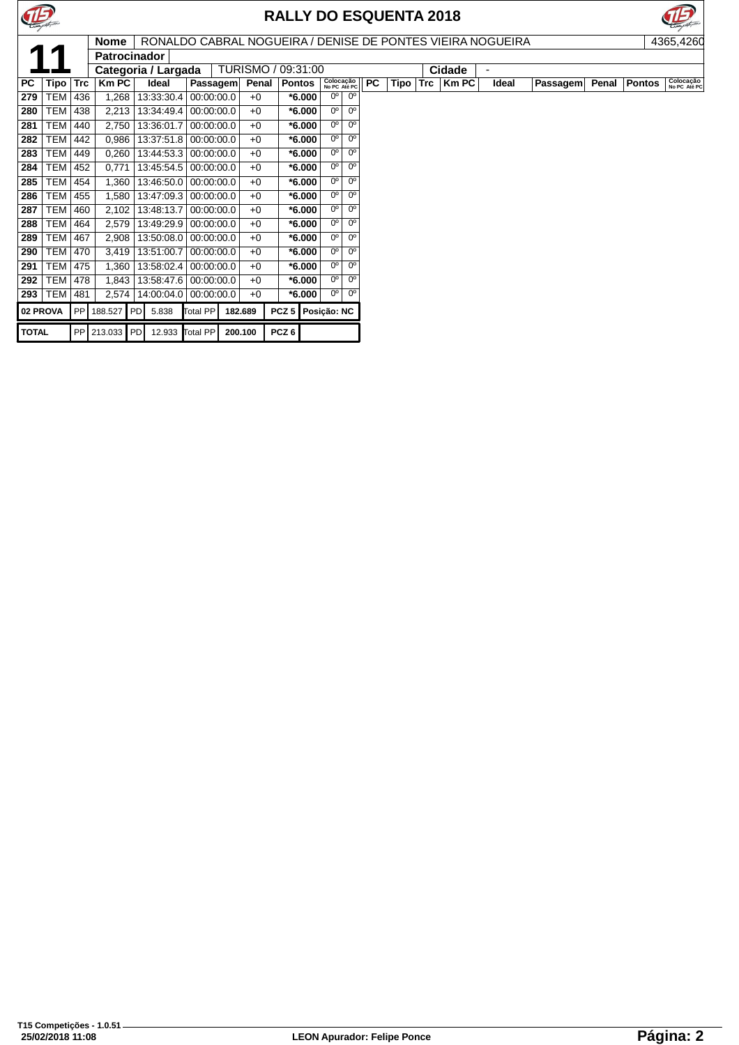# RALLY DO ESQUENTA 2018

**11**

| | |
|---|---|
| **Nome** | RONALDO CABRAL NOGUEIRA / DENISE DE PONTES VIEIRA NOGUEIRA |
| **Patrocinador** | |
| **Categoria / Largada** | TURISMO / 09:31:00 |
| **Cidade** | - |

4365,4260

| PC | Tipo | Trc | Km PC | Ideal | Passagem | Penal | Pontos | Colocação No PC | Colocação Até PC |
|---|---|---|---|---|---|---|---|---|---|
| 279 | TEM | 436 | 1,268 | 13:33:30.4 | 00:00:00.0 | +0 | *6.000 | 0º | 0º |
| 280 | TEM | 438 | 2,213 | 13:34:49.4 | 00:00:00.0 | +0 | *6.000 | 0º | 0º |
| 281 | TEM | 440 | 2,750 | 13:36:01.7 | 00:00:00.0 | +0 | *6.000 | 0º | 0º |
| 282 | TEM | 442 | 0,986 | 13:37:51.8 | 00:00:00.0 | +0 | *6.000 | 0º | 0º |
| 283 | TEM | 449 | 0,260 | 13:44:53.3 | 00:00:00.0 | +0 | *6.000 | 0º | 0º |
| 284 | TEM | 452 | 0,771 | 13:45:54.5 | 00:00:00.0 | +0 | *6.000 | 0º | 0º |
| 285 | TEM | 454 | 1,360 | 13:46:50.0 | 00:00:00.0 | +0 | *6.000 | 0º | 0º |
| 286 | TEM | 455 | 1,580 | 13:47:09.3 | 00:00:00.0 | +0 | *6.000 | 0º | 0º |
| 287 | TEM | 460 | 2,102 | 13:48:13.7 | 00:00:00.0 | +0 | *6.000 | 0º | 0º |
| 288 | TEM | 464 | 2,579 | 13:49:29.9 | 00:00:00.0 | +0 | *6.000 | 0º | 0º |
| 289 | TEM | 467 | 2,908 | 13:50:08.0 | 00:00:00.0 | +0 | *6.000 | 0º | 0º |
| 290 | TEM | 470 | 3,419 | 13:51:00.7 | 00:00:00.0 | +0 | *6.000 | 0º | 0º |
| 291 | TEM | 475 | 1,360 | 13:58:02.4 | 00:00:00.0 | +0 | *6.000 | 0º | 0º |
| 292 | TEM | 478 | 1,843 | 13:58:47.6 | 00:00:00.0 | +0 | *6.000 | 0º | 0º |
| 293 | TEM | 481 | 2,574 | 14:00:04.0 | 00:00:00.0 | +0 | *6.000 | 0º | 0º |

| | PP | | PD | | Total PP | | | |
|---|---|---|---|---|---|---|---|---|
| **02 PROVA** | PP | 188.527 | PD | 5.838 | Total PP | 182.689 | PCZ 5 | Posição: NC |
| **TOTAL** | PP | 213.033 | PD | 12.933 | Total PP | 200.100 | PCZ 6 | |

T15 Competições - 1.0.51
25/02/2018 11:08

LEON Apurador: Felipe Ponce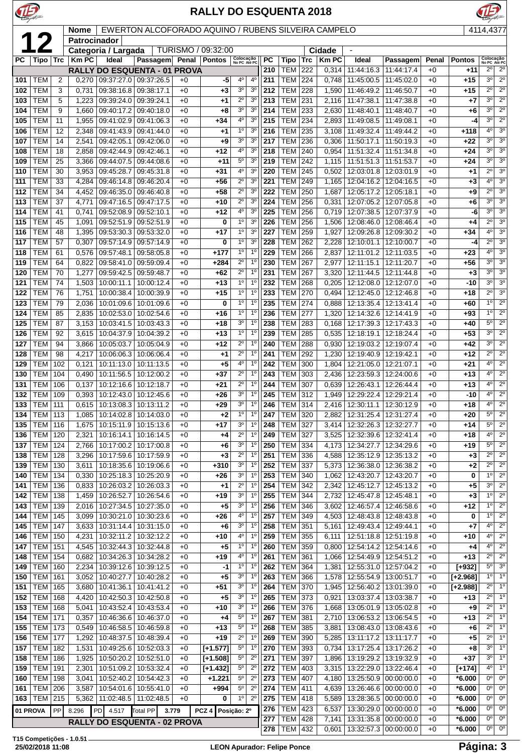# RALLY DO ESQUENTA 2018

**12**

| | |
|---|---|
| **Nome** | EWERTON ALCOFORADO AQUINO / RUBENS SILVEIRA CAMPELO |
| **Patrocinador** | |
| **Categoria / Largada** | TURISMO / 09:32:00 |
| **Cidade** | - |

4114,4377

## RALLY DO ESQUENTA - 01 PROVA

| PC | Tipo | Trc | Km PC | Ideal | Passagem | Penal | Pontos | Colocação No PC | Colocação Até PC |
|---|---|---|---|---|---|---|---|---|---|
| 101 | TEM | 2 | 0,270 | 09:37:27.0 | 09:37:26.5 | +0 | -5 | 4º | 4º |
| 102 | TEM | 3 | 0,731 | 09:38:16.8 | 09:38:17.1 | +0 | +3 | 3º | 3º |
| 103 | TEM | 5 | 1,223 | 09:39:24.0 | 09:39:24.1 | +0 | +1 | 2º | 3º |
| 104 | TEM | 9 | 1,660 | 09:40:17.2 | 09:40:18.0 | +0 | +8 | 3º | 3º |
| 105 | TEM | 11 | 1,955 | 09:41:02.9 | 09:41:06.3 | +0 | +34 | 4º | 3º |
| 106 | TEM | 12 | 2,348 | 09:41:43.9 | 09:41:44.0 | +0 | +1 | 1º | 3º |
| 107 | TEM | 14 | 2,541 | 09:42:05.1 | 09:42:06.0 | +0 | +9 | 3º | 3º |
| 108 | TEM | 18 | 2,858 | 09:42:44.9 | 09:42:46.1 | +0 | +12 | 4º | 3º |
| 109 | TEM | 25 | 3,366 | 09:44:07.5 | 09:44:08.6 | +0 | +11 | 5º | 3º |
| 110 | TEM | 30 | 3,953 | 09:45:28.7 | 09:45:31.8 | +0 | +31 | 4º | 3º |
| 111 | TEM | 33 | 4,284 | 09:46:14.8 | 09:46:20.4 | +0 | +56 | 2º | 3º |
| 112 | TEM | 34 | 4,452 | 09:46:35.0 | 09:46:40.8 | +0 | +58 | 2º | 3º |
| 113 | TEM | 37 | 4,771 | 09:47:16.5 | 09:47:17.5 | +0 | +10 | 2º | 3º |
| 114 | TEM | 41 | 0,741 | 09:52:08.9 | 09:52:10.1 | +0 | +12 | 4º | 3º |
| 115 | TEM | 45 | 1,091 | 09:52:51.9 | 09:52:51.9 | +0 | 0 | 1º | 3º |
| 116 | TEM | 48 | 1,395 | 09:53:30.3 | 09:53:32.0 | +0 | +17 | 1º | 3º |
| 117 | TEM | 57 | 0,307 | 09:57:14.9 | 09:57:14.9 | +0 | 0 | 1º | 3º |
| 118 | TEM | 61 | 0,576 | 09:57:48.1 | 09:58:05.8 | +0 | +177 | 1º | 1º |
| 119 | TEM | 64 | 0,822 | 09:58:41.0 | 09:59:09.4 | +0 | +284 | 2º | 1º |
| 120 | TEM | 70 | 1,277 | 09:59:42.5 | 09:59:48.7 | +0 | +62 | 2º | 1º |
| 121 | TEM | 74 | 1,503 | 10:00:11.1 | 10:00:12.4 | +0 | +13 | 1º | 1º |
| 122 | TEM | 76 | 1,751 | 10:00:38.4 | 10:00:39.9 | +0 | +15 | 1º | 1º |
| 123 | TEM | 79 | 2,036 | 10:01:09.6 | 10:01:09.6 | +0 | 0 | 1º | 1º |
| 124 | TEM | 85 | 2,835 | 10:02:53.0 | 10:02:54.6 | +0 | +16 | 1º | 1º |
| 125 | TEM | 87 | 3,153 | 10:03:41.5 | 10:03:43.3 | +0 | +18 | 3º | 1º |
| 126 | TEM | 92 | 3,615 | 10:04:37.9 | 10:04:39.2 | +0 | +13 | 1º | 1º |
| 127 | TEM | 94 | 3,866 | 10:05:03.7 | 10:05:04.9 | +0 | +12 | 2º | 1º |
| 128 | TEM | 98 | 4,217 | 10:06:06.3 | 10:06:06.4 | +0 | +1 | 2º | 1º |
| 129 | TEM | 102 | 0,121 | 10:11:13.0 | 10:11:13.5 | +0 | +5 | 4º | 1º |
| 130 | TEM | 104 | 0,490 | 10:11:56.5 | 10:12:00.2 | +0 | +37 | 2º | 1º |
| 131 | TEM | 106 | 0,137 | 10:12:16.6 | 10:12:18.7 | +0 | +21 | 2º | 1º |
| 132 | TEM | 109 | 0,393 | 10:12:43.0 | 10:12:45.6 | +0 | +26 | 3º | 1º |
| 133 | TEM | 111 | 0,615 | 10:13:08.3 | 10:13:11.2 | +0 | +29 | 3º | 1º |
| 134 | TEM | 113 | 1,085 | 10:14:02.8 | 10:14:03.0 | +0 | +2 | 1º | 1º |
| 135 | TEM | 116 | 1,675 | 10:15:11.9 | 10:15:13.6 | +0 | +17 | 3º | 1º |
| 136 | TEM | 120 | 2,321 | 10:16:14.1 | 10:16:14.5 | +0 | +4 | 2º | 1º |
| 137 | TEM | 124 | 2,766 | 10:17:00.2 | 10:17:00.8 | +0 | +6 | 3º | 1º |
| 138 | TEM | 128 | 3,296 | 10:17:59.6 | 10:17:59.9 | +0 | +3 | 2º | 1º |
| 139 | TEM | 130 | 3,611 | 10:18:35.6 | 10:19:06.6 | +0 | +310 | 3º | 1º |
| 140 | TEM | 134 | 0,330 | 10:25:18.3 | 10:25:20.9 | +0 | +26 | 3º | 1º |
| 141 | TEM | 136 | 0,833 | 10:26:03.2 | 10:26:03.3 | +0 | +1 | 2º | 1º |
| 142 | TEM | 138 | 1,459 | 10:26:52.7 | 10:26:54.6 | +0 | +19 | 3º | 1º |
| 143 | TEM | 139 | 2,016 | 10:27:34.5 | 10:27:35.0 | +0 | +5 | 3º | 1º |
| 144 | TEM | 145 | 3,099 | 10:30:21.0 | 10:30:23.6 | +0 | +26 | 4º | 1º |
| 145 | TEM | 147 | 3,633 | 10:31:14.4 | 10:31:15.0 | +0 | +6 | 3º | 1º |
| 146 | TEM | 150 | 4,231 | 10:32:11.2 | 10:32:12.2 | +0 | +10 | 4º | 1º |
| 147 | TEM | 151 | 4,545 | 10:32:44.3 | 10:32:44.8 | +0 | +5 | 1º | 1º |
| 148 | TEM | 154 | 0,682 | 10:34:26.3 | 10:34:28.2 | +0 | +19 | 4º | 1º |
| 149 | TEM | 160 | 2,234 | 10:39:12.6 | 10:39:12.5 | +0 | -1 | 1º | 1º |
| 150 | TEM | 161 | 3,052 | 10:40:27.7 | 10:40:28.2 | +0 | +5 | 3º | 1º |
| 151 | TEM | 165 | 3,680 | 10:41:36.1 | 10:41:41.2 | +0 | +51 | 3º | 1º |
| 152 | TEM | 168 | 4,420 | 10:42:50.3 | 10:42:50.8 | +0 | +5 | 3º | 1º |
| 153 | TEM | 168 | 5,041 | 10:43:52.4 | 10:43:53.4 | +0 | +10 | 3º | 1º |
| 154 | TEM | 171 | 0,357 | 10:46:36.6 | 10:46:37.0 | +0 | +4 | 5º | 1º |
| 155 | TEM | 173 | 0,549 | 10:46:58.5 | 10:46:59.8 | +0 | +13 | 5º | 1º |
| 156 | TEM | 177 | 1,292 | 10:48:37.5 | 10:48:39.4 | +0 | +19 | 2º | 1º |
| 157 | TEM | 182 | 1,531 | 10:49:25.6 | 10:52:03.3 | +0 | [+1.577] | 5º | 1º |
| 158 | TEM | 186 | 1,925 | 10:50:20.2 | 10:52:51.0 | +0 | [+1.508] | 5º | 2º |
| 159 | TEM | 191 | 2,301 | 10:51:09.2 | 10:53:32.4 | +0 | [+1.432] | 5º | 2º |
| 160 | TEM | 198 | 3,041 | 10:52:40.2 | 10:54:42.3 | +0 | +1.221 | 5º | 2º |
| 161 | TEM | 206 | 3,587 | 10:54:01.6 | 10:55:41.0 | +0 | +994 | 5º | 2º |
| 163 | TEM | 215 | 5,362 | 11:02:48.5 | 11:02:48.5 | +0 | 0 | 1º | 2º |

| 01 PROVA | PP | 8.296 | PD | 4.517 | Total PP | 3.779 | PCZ 4 | Posição: 2º |
|---|---|---|---|---|---|---|---|---|

## RALLY DO ESQUENTA - 02 PROVA

| PC | Tipo | Trc | Km PC | Ideal | Passagem | Penal | Pontos | Colocação No PC | Colocação Até PC |
|---|---|---|---|---|---|---|---|---|---|
| 210 | TEM | 222 | 0,314 | 11:44:16.3 | 11:44:17.4 | +0 | +11 | 2º | 2º |
| 211 | TEM | 224 | 0,748 | 11:45:00.5 | 11:45:02.0 | +0 | +15 | 3º | 2º |
| 212 | TEM | 228 | 1,590 | 11:46:49.2 | 11:46:50.7 | +0 | +15 | 2º | 2º |
| 213 | TEM | 231 | 2,116 | 11:47:38.1 | 11:47:38.8 | +0 | +7 | 3º | 2º |
| 214 | TEM | 233 | 2,630 | 11:48:40.1 | 11:48:40.7 | +0 | +6 | 3º | 2º |
| 215 | TEM | 234 | 2,893 | 11:49:08.5 | 11:49:08.1 | +0 | -4 | 3º | 2º |
| 216 | TEM | 235 | 3,108 | 11:49:32.4 | 11:49:44.2 | +0 | +118 | 4º | 3º |
| 217 | TEM | 236 | 0,306 | 11:50:17.1 | 11:50:19.3 | +0 | +22 | 3º | 3º |
| 218 | TEM | 240 | 0,954 | 11:51:32.4 | 11:51:34.8 | +0 | +24 | 3º | 3º |
| 219 | TEM | 242 | 1,115 | 11:51:51.3 | 11:51:53.7 | +0 | +24 | 3º | 3º |
| 220 | TEM | 245 | 0,502 | 12:03:01.8 | 12:03:01.9 | +0 | +1 | 2º | 3º |
| 221 | TEM | 249 | 1,165 | 12:04:16.2 | 12:04:16.5 | +0 | +3 | 4º | 3º |
| 222 | TEM | 250 | 1,687 | 12:05:17.2 | 12:05:18.1 | +0 | +9 | 2º | 3º |
| 224 | TEM | 256 | 0,331 | 12:07:05.2 | 12:07:05.8 | +0 | +6 | 3º | 3º |
| 225 | TEM | 256 | 0,719 | 12:07:38.5 | 12:07:37.9 | +0 | -6 | 3º | 3º |
| 226 | TEM | 256 | 1,506 | 12:08:46.0 | 12:08:46.4 | +0 | +4 | 2º | 3º |
| 227 | TEM | 259 | 1,927 | 12:09:26.8 | 12:09:30.2 | +0 | +34 | 4º | 3º |
| 228 | TEM | 262 | 2,228 | 12:10:01.1 | 12:10:00.7 | +0 | -4 | 2º | 3º |
| 229 | TEM | 266 | 2,837 | 12:11:01.2 | 12:11:03.5 | +0 | +23 | 4º | 3º |
| 230 | TEM | 267 | 2,977 | 12:11:15.1 | 12:11:20.7 | +0 | +56 | 3º | 3º |
| 231 | TEM | 267 | 3,320 | 12:11:44.5 | 12:11:44.8 | +0 | +3 | 3º | 3º |
| 232 | TEM | 268 | 0,205 | 12:12:08.0 | 12:12:07.0 | +0 | -10 | 3º | 3º |
| 233 | TEM | 270 | 0,494 | 12:12:45.0 | 12:12:46.8 | +0 | +18 | 2º | 3º |
| 235 | TEM | 274 | 0,888 | 12:13:35.4 | 12:13:41.4 | +0 | +60 | 1º | 2º |
| 236 | TEM | 277 | 1,320 | 12:14:32.6 | 12:14:41.9 | +0 | +93 | 1º | 2º |
| 238 | TEM | 283 | 0,168 | 12:17:39.3 | 12:17:43.3 | +0 | +40 | 5º | 2º |
| 239 | TEM | 285 | 0,535 | 12:18:19.1 | 12:18:24.4 | +0 | +53 | 3º | 2º |
| 240 | TEM | 288 | 0,930 | 12:19:03.2 | 12:19:07.4 | +0 | +42 | 3º | 2º |
| 241 | TEM | 292 | 1,230 | 12:19:40.9 | 12:19:42.1 | +0 | +12 | 2º | 2º |
| 242 | TEM | 300 | 1,804 | 12:21:05.0 | 12:21:07.1 | +0 | +21 | 4º | 2º |
| 243 | TEM | 303 | 2,436 | 12:23:59.3 | 12:24:00.6 | +0 | +13 | 4º | 2º |
| 244 | TEM | 307 | 0,639 | 12:26:43.1 | 12:26:44.4 | +0 | +13 | 4º | 2º |
| 245 | TEM | 312 | 1,949 | 12:29:22.4 | 12:29:21.4 | +0 | -10 | 4º | 2º |
| 246 | TEM | 314 | 2,416 | 12:30:11.1 | 12:30:12.9 | +0 | +18 | 4º | 2º |
| 247 | TEM | 320 | 2,882 | 12:31:25.4 | 12:31:27.4 | +0 | +20 | 5º | 2º |
| 248 | TEM | 327 | 3,414 | 12:32:26.3 | 12:32:27.7 | +0 | +14 | 5º | 2º |
| 249 | TEM | 327 | 3,525 | 12:32:39.6 | 12:32:41.4 | +0 | +18 | 4º | 2º |
| 250 | TEM | 334 | 4,173 | 12:34:27.7 | 12:34:29.6 | +0 | +19 | 5º | 2º |
| 251 | TEM | 336 | 4,588 | 12:35:12.9 | 12:35:13.2 | +0 | +3 | 2º | 2º |
| 252 | TEM | 337 | 5,373 | 12:36:38.0 | 12:36:38.2 | +0 | +2 | 2º | 2º |
| 253 | TEM | 340 | 1,062 | 12:43:20.7 | 12:43:20.7 | +0 | 0 | 1º | 2º |
| 254 | TEM | 342 | 2,342 | 12:45:12.7 | 12:45:13.2 | +0 | +5 | 3º | 2º |
| 255 | TEM | 344 | 2,732 | 12:45:47.8 | 12:45:48.1 | +0 | +3 | 1º | 2º |
| 256 | TEM | 346 | 3,602 | 12:46:57.4 | 12:46:58.6 | +0 | +12 | 1º | 2º |
| 257 | TEM | 349 | 4,503 | 12:48:43.8 | 12:48:43.8 | +0 | 0 | 1º | 2º |
| 258 | TEM | 351 | 5,161 | 12:49:43.4 | 12:49:44.1 | +0 | +7 | 4º | 2º |
| 259 | TEM | 355 | 6,111 | 12:51:18.8 | 12:51:19.8 | +0 | +10 | 4º | 2º |
| 260 | TEM | 359 | 0,800 | 12:54:14.2 | 12:54:14.6 | +0 | +4 | 4º | 2º |
| 261 | TEM | 361 | 1,066 | 12:54:49.9 | 12:54:51.2 | +0 | +13 | 2º | 2º |
| 262 | TEM | 364 | 1,381 | 12:55:31.0 | 12:57:04.2 | +0 | [+932] | 5º | 3º |
| 263 | TEM | 366 | 1,578 | 12:55:54.9 | 13:00:51.7 | +0 | [+2.968] | 1º | 1º |
| 264 | TEM | 370 | 1,945 | 12:56:40.2 | 13:01:39.0 | +0 | [+2.988] | 2º | 1º |
| 265 | TEM | 373 | 0,921 | 13:03:37.4 | 13:03:38.7 | +0 | +13 | 2º | 1º |
| 266 | TEM | 376 | 1,668 | 13:05:01.9 | 13:05:02.8 | +0 | +9 | 2º | 1º |
| 267 | TEM | 381 | 2,710 | 13:06:53.2 | 13:06:54.5 | +0 | +13 | 2º | 1º |
| 268 | TEM | 385 | 3,881 | 13:08:43.0 | 13:08:43.6 | +0 | +6 | 2º | 1º |
| 269 | TEM | 390 | 5,285 | 13:11:17.2 | 13:11:17.7 | +0 | +5 | 2º | 1º |
| 270 | TEM | 393 | 0,734 | 13:17:25.4 | 13:17:26.2 | +0 | +8 | 3º | 1º |
| 271 | TEM | 397 | 1,896 | 13:19:29.2 | 13:19:32.9 | +0 | +37 | 3º | 1º |
| 272 | TEM | 403 | 3,315 | 13:22:29.0 | 13:22:46.4 | +0 | [+174] | 4º | 1º |
| 273 | TEM | 407 | 4,180 | 13:25:50.9 | 00:00:00.0 | +0 | *6.000 | 0º | 0º |
| 274 | TEM | 411 | 4,639 | 13:26:46.6 | 00:00:00.0 | +0 | *6.000 | 0º | 0º |
| 275 | TEM | 418 | 5,589 | 13:28:36.5 | 00:00:00.0 | +0 | *6.000 | 0º | 0º |
| 276 | TEM | 423 | 6,537 | 13:30:29.0 | 00:00:00.0 | +0 | *6.000 | 0º | 0º |
| 277 | TEM | 428 | 7,141 | 13:31:35.8 | 00:00:00.0 | +0 | *6.000 | 0º | 0º |
| 278 | TEM | 432 | 0,601 | 13:32:57.3 | 00:00:00.0 | +0 | *6.000 | 0º | 0º |

T15 Competições - 1.0.51
25/02/2018 11:08

LEON Apurador: Felipe Ponce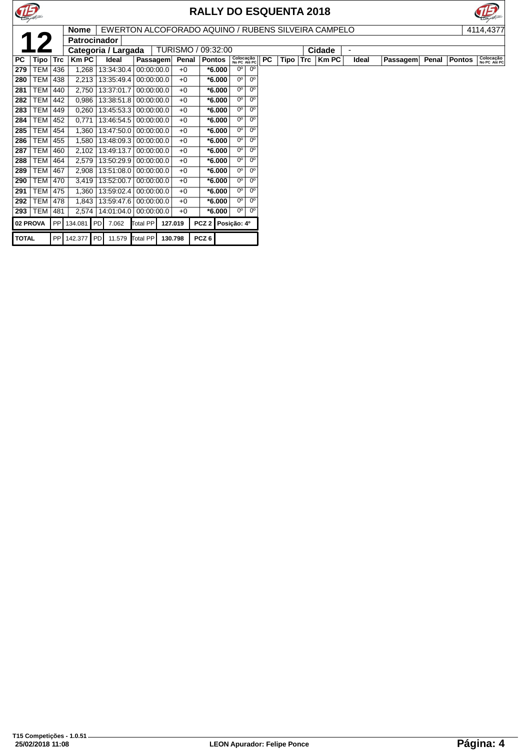# RALLY DO ESQUENTA 2018

**12**

**Nome** EWERTON ALCOFORADO AQUINO / RUBENS SILVEIRA CAMPELO 4114,4377

**Patrocinador**

**Categoria / Largada** TURISMO / 09:32:00 **Cidade** -

| PC | Tipo | Trc | Km PC | Ideal | Passagem | Penal | Pontos | Colocação No PC | Colocação Até PC |
|---|---|---|---|---|---|---|---|---|---|
| 279 | TEM | 436 | 1,268 | 13:34:30.4 | 00:00:00.0 | +0 | *6.000 | 0º | 0º |
| 280 | TEM | 438 | 2,213 | 13:35:49.4 | 00:00:00.0 | +0 | *6.000 | 0º | 0º |
| 281 | TEM | 440 | 2,750 | 13:37:01.7 | 00:00:00.0 | +0 | *6.000 | 0º | 0º |
| 282 | TEM | 442 | 0,986 | 13:38:51.8 | 00:00:00.0 | +0 | *6.000 | 0º | 0º |
| 283 | TEM | 449 | 0,260 | 13:45:53.3 | 00:00:00.0 | +0 | *6.000 | 0º | 0º |
| 284 | TEM | 452 | 0,771 | 13:46:54.5 | 00:00:00.0 | +0 | *6.000 | 0º | 0º |
| 285 | TEM | 454 | 1,360 | 13:47:50.0 | 00:00:00.0 | +0 | *6.000 | 0º | 0º |
| 286 | TEM | 455 | 1,580 | 13:48:09.3 | 00:00:00.0 | +0 | *6.000 | 0º | 0º |
| 287 | TEM | 460 | 2,102 | 13:49:13.7 | 00:00:00.0 | +0 | *6.000 | 0º | 0º |
| 288 | TEM | 464 | 2,579 | 13:50:29.9 | 00:00:00.0 | +0 | *6.000 | 0º | 0º |
| 289 | TEM | 467 | 2,908 | 13:51:08.0 | 00:00:00.0 | +0 | *6.000 | 0º | 0º |
| 290 | TEM | 470 | 3,419 | 13:52:00.7 | 00:00:00.0 | +0 | *6.000 | 0º | 0º |
| 291 | TEM | 475 | 1,360 | 13:59:02.4 | 00:00:00.0 | +0 | *6.000 | 0º | 0º |
| 292 | TEM | 478 | 1,843 | 13:59:47.6 | 00:00:00.0 | +0 | *6.000 | 0º | 0º |
| 293 | TEM | 481 | 2,574 | 14:01:04.0 | 00:00:00.0 | +0 | *6.000 | 0º | 0º |

| | PP | | PD | | Total PP | | PCZ | |
|---|---|---|---|---|---|---|---|---|
| 02 PROVA | PP | 134.081 | PD | 7.062 | Total PP | 127.019 | PCZ 2 | Posição: 4º |
| TOTAL | PP | 142.377 | PD | 11.579 | Total PP | 130.798 | PCZ 6 | |

T15 Competições - 1.0.51
25/02/2018 11:08

LEON Apurador: Felipe Ponce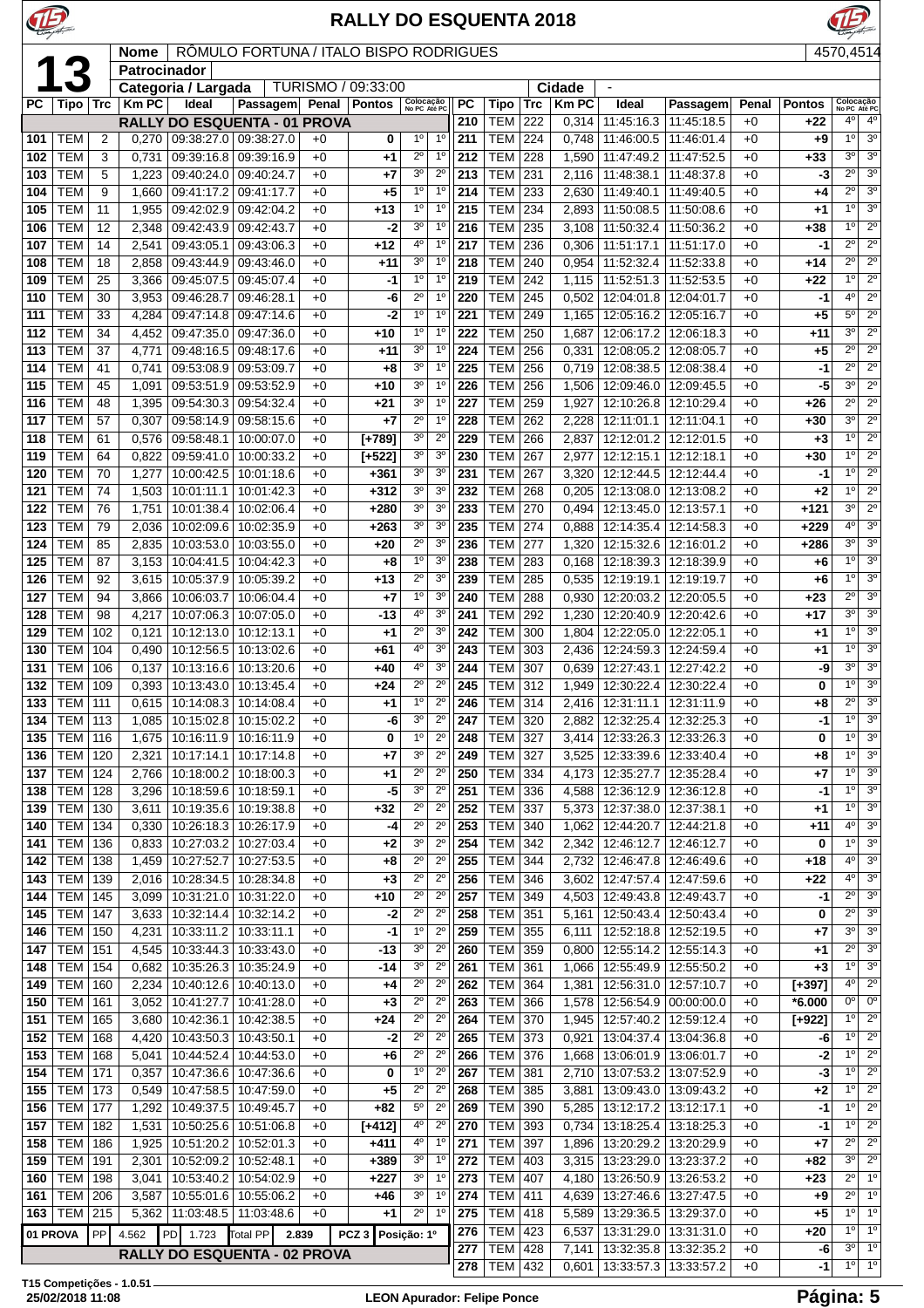# RALLY DO ESQUENTA 2018

**13**

| Nome | RÔMULO FORTUNA / ITALO BISPO RODRIGUES | 4570,4514 |
|---|---|---|
| Patrocinador | | |
| Categoria / Largada | TURISMO / 09:33:00 | Cidade: - |

## RALLY DO ESQUENTA - 01 PROVA

| PC | Tipo | Trc | Km PC | Ideal | Passagem | Penal | Pontos | Colocação No PC | Colocação Até PC |
|---|---|---|---|---|---|---|---|---|---|
| 101 | TEM | 2 | 0,270 | 09:38:27.0 | 09:38:27.0 | +0 | 0 | 1º | 1º |
| 102 | TEM | 3 | 0,731 | 09:39:16.8 | 09:39:16.9 | +0 | +1 | 2º | 1º |
| 103 | TEM | 5 | 1,223 | 09:40:24.0 | 09:40:24.7 | +0 | +7 | 3º | 2º |
| 104 | TEM | 9 | 1,660 | 09:41:17.2 | 09:41:17.7 | +0 | +5 | 1º | 1º |
| 105 | TEM | 11 | 1,955 | 09:42:02.9 | 09:42:04.2 | +0 | +13 | 1º | 1º |
| 106 | TEM | 12 | 2,348 | 09:42:43.9 | 09:42:43.7 | +0 | -2 | 3º | 1º |
| 107 | TEM | 14 | 2,541 | 09:43:05.1 | 09:43:06.3 | +0 | +12 | 4º | 1º |
| 108 | TEM | 18 | 2,858 | 09:43:44.9 | 09:43:46.0 | +0 | +11 | 3º | 1º |
| 109 | TEM | 25 | 3,366 | 09:45:07.5 | 09:45:07.4 | +0 | -1 | 1º | 1º |
| 110 | TEM | 30 | 3,953 | 09:46:28.7 | 09:46:28.1 | +0 | -6 | 2º | 1º |
| 111 | TEM | 33 | 4,284 | 09:47:14.8 | 09:47:14.6 | +0 | -2 | 1º | 1º |
| 112 | TEM | 34 | 4,452 | 09:47:35.0 | 09:47:36.0 | +0 | +10 | 1º | 1º |
| 113 | TEM | 37 | 4,771 | 09:48:16.5 | 09:48:17.6 | +0 | +11 | 3º | 1º |
| 114 | TEM | 41 | 0,741 | 09:53:08.9 | 09:53:09.7 | +0 | +8 | 3º | 1º |
| 115 | TEM | 45 | 1,091 | 09:53:51.9 | 09:53:52.9 | +0 | +10 | 3º | 1º |
| 116 | TEM | 48 | 1,395 | 09:54:30.3 | 09:54:32.4 | +0 | +21 | 3º | 1º |
| 117 | TEM | 57 | 0,307 | 09:58:14.9 | 09:58:15.6 | +0 | +7 | 2º | 1º |
| 118 | TEM | 61 | 0,576 | 09:58:48.1 | 10:00:07.0 | +0 | [+789] | 3º | 2º |
| 119 | TEM | 64 | 0,822 | 09:59:41.0 | 10:00:33.2 | +0 | [+522] | 3º | 3º |
| 120 | TEM | 70 | 1,277 | 10:00:42.5 | 10:01:18.6 | +0 | +361 | 3º | 3º |
| 121 | TEM | 74 | 1,503 | 10:01:11.1 | 10:01:42.3 | +0 | +312 | 3º | 3º |
| 122 | TEM | 76 | 1,751 | 10:01:38.4 | 10:02:06.4 | +0 | +280 | 3º | 3º |
| 123 | TEM | 79 | 2,036 | 10:02:09.6 | 10:02:35.9 | +0 | +263 | 3º | 3º |
| 124 | TEM | 85 | 2,835 | 10:03:53.0 | 10:03:55.0 | +0 | +20 | 2º | 3º |
| 125 | TEM | 87 | 3,153 | 10:04:41.5 | 10:04:42.3 | +0 | +8 | 1º | 3º |
| 126 | TEM | 92 | 3,615 | 10:05:37.9 | 10:05:39.2 | +0 | +13 | 2º | 3º |
| 127 | TEM | 94 | 3,866 | 10:06:03.7 | 10:06:04.4 | +0 | +7 | 1º | 3º |
| 128 | TEM | 98 | 4,217 | 10:07:06.3 | 10:07:05.0 | +0 | -13 | 4º | 3º |
| 129 | TEM | 102 | 0,121 | 10:12:13.0 | 10:12:13.1 | +0 | +1 | 2º | 3º |
| 130 | TEM | 104 | 0,490 | 10:12:56.5 | 10:13:02.6 | +0 | +61 | 4º | 3º |
| 131 | TEM | 106 | 0,137 | 10:13:16.6 | 10:13:20.6 | +0 | +40 | 4º | 3º |
| 132 | TEM | 109 | 0,393 | 10:13:43.0 | 10:13:45.4 | +0 | +24 | 2º | 2º |
| 133 | TEM | 111 | 0,615 | 10:14:08.3 | 10:14:08.4 | +0 | +1 | 1º | 2º |
| 134 | TEM | 113 | 1,085 | 10:15:02.8 | 10:15:02.2 | +0 | -6 | 3º | 2º |
| 135 | TEM | 116 | 1,675 | 10:16:11.9 | 10:16:11.9 | +0 | 0 | 1º | 2º |
| 136 | TEM | 120 | 2,321 | 10:17:14.1 | 10:17:14.8 | +0 | +7 | 3º | 2º |
| 137 | TEM | 124 | 2,766 | 10:18:00.2 | 10:18:00.3 | +0 | +1 | 2º | 2º |
| 138 | TEM | 128 | 3,296 | 10:18:59.6 | 10:18:59.1 | +0 | -5 | 3º | 2º |
| 139 | TEM | 130 | 3,611 | 10:19:35.6 | 10:19:38.8 | +0 | +32 | 2º | 2º |
| 140 | TEM | 134 | 0,330 | 10:26:18.3 | 10:26:17.9 | +0 | -4 | 2º | 2º |
| 141 | TEM | 136 | 0,833 | 10:27:03.2 | 10:27:03.4 | +0 | +2 | 3º | 2º |
| 142 | TEM | 138 | 1,459 | 10:27:52.7 | 10:27:53.5 | +0 | +8 | 2º | 2º |
| 143 | TEM | 139 | 2,016 | 10:28:34.5 | 10:28:34.8 | +0 | +3 | 2º | 2º |
| 144 | TEM | 145 | 3,099 | 10:31:21.0 | 10:31:22.0 | +0 | +10 | 2º | 2º |
| 145 | TEM | 147 | 3,633 | 10:32:14.4 | 10:32:14.2 | +0 | -2 | 2º | 2º |
| 146 | TEM | 150 | 4,231 | 10:33:11.2 | 10:33:11.1 | +0 | -1 | 1º | 2º |
| 147 | TEM | 151 | 4,545 | 10:33:44.3 | 10:33:43.0 | +0 | -13 | 3º | 2º |
| 148 | TEM | 154 | 0,682 | 10:35:26.3 | 10:35:24.9 | +0 | -14 | 3º | 2º |
| 149 | TEM | 160 | 2,234 | 10:40:12.6 | 10:40:13.0 | +0 | +4 | 2º | 2º |
| 150 | TEM | 161 | 3,052 | 10:41:27.7 | 10:41:28.0 | +0 | +3 | 2º | 2º |
| 151 | TEM | 165 | 3,680 | 10:42:36.1 | 10:42:38.5 | +0 | +24 | 2º | 2º |
| 152 | TEM | 168 | 4,420 | 10:43:50.3 | 10:43:50.1 | +0 | -2 | 2º | 2º |
| 153 | TEM | 168 | 5,041 | 10:44:52.4 | 10:44:53.0 | +0 | +6 | 2º | 2º |
| 154 | TEM | 171 | 0,357 | 10:47:36.6 | 10:47:36.6 | +0 | 0 | 1º | 2º |
| 155 | TEM | 173 | 0,549 | 10:47:58.5 | 10:47:59.0 | +0 | +5 | 2º | 2º |
| 156 | TEM | 177 | 1,292 | 10:49:37.5 | 10:49:45.7 | +0 | +82 | 5º | 2º |
| 157 | TEM | 182 | 1,531 | 10:50:25.6 | 10:51:06.8 | +0 | [+412] | 4º | 2º |
| 158 | TEM | 186 | 1,925 | 10:51:20.2 | 10:52:01.3 | +0 | +411 | 4º | 1º |
| 159 | TEM | 191 | 2,301 | 10:52:09.2 | 10:52:48.1 | +0 | +389 | 3º | 1º |
| 160 | TEM | 198 | 3,041 | 10:53:40.2 | 10:54:02.9 | +0 | +227 | 3º | 1º |
| 161 | TEM | 206 | 3,587 | 10:55:01.6 | 10:55:06.2 | +0 | +46 | 3º | 1º |
| 163 | TEM | 215 | 5,362 | 11:03:48.5 | 11:03:48.6 | +0 | +1 | 2º | 1º |
| 210 | TEM | 222 | 0,314 | 11:45:16.3 | 11:45:18.5 | +0 | +22 | 4º | 4º |
| 211 | TEM | 224 | 0,748 | 11:46:00.5 | 11:46:01.4 | +0 | +9 | 1º | 3º |
| 212 | TEM | 228 | 1,590 | 11:47:49.2 | 11:47:52.5 | +0 | +33 | 3º | 3º |
| 213 | TEM | 231 | 2,116 | 11:48:38.1 | 11:48:37.8 | +0 | -3 | 2º | 3º |
| 214 | TEM | 233 | 2,630 | 11:49:40.1 | 11:49:40.5 | +0 | +4 | 2º | 3º |
| 215 | TEM | 234 | 2,893 | 11:50:08.5 | 11:50:08.6 | +0 | +1 | 1º | 3º |
| 216 | TEM | 235 | 3,108 | 11:50:32.4 | 11:50:36.2 | +0 | +38 | 1º | 2º |
| 217 | TEM | 236 | 0,306 | 11:51:17.1 | 11:51:17.0 | +0 | -1 | 2º | 2º |
| 218 | TEM | 240 | 0,954 | 11:52:32.4 | 11:52:33.8 | +0 | +14 | 2º | 2º |
| 219 | TEM | 242 | 1,115 | 11:52:51.3 | 11:52:53.5 | +0 | +22 | 1º | 2º |
| 220 | TEM | 245 | 0,502 | 12:04:01.8 | 12:04:01.7 | +0 | -1 | 4º | 2º |
| 221 | TEM | 249 | 1,165 | 12:05:16.2 | 12:05:16.7 | +0 | +5 | 5º | 2º |
| 222 | TEM | 250 | 1,687 | 12:06:17.2 | 12:06:18.3 | +0 | +11 | 3º | 2º |
| 224 | TEM | 256 | 0,331 | 12:08:05.2 | 12:08:05.7 | +0 | +5 | 2º | 2º |
| 225 | TEM | 256 | 0,719 | 12:08:38.5 | 12:08:38.4 | +0 | -1 | 2º | 2º |
| 226 | TEM | 256 | 1,506 | 12:09:46.0 | 12:09:45.5 | +0 | -5 | 3º | 2º |
| 227 | TEM | 259 | 1,927 | 12:10:26.8 | 12:10:29.4 | +0 | +26 | 2º | 2º |
| 228 | TEM | 262 | 2,228 | 12:11:01.1 | 12:11:04.1 | +0 | +30 | 3º | 2º |
| 229 | TEM | 266 | 2,837 | 12:12:01.2 | 12:12:01.5 | +0 | +3 | 1º | 2º |
| 230 | TEM | 267 | 2,977 | 12:12:15.1 | 12:12:18.1 | +0 | +30 | 1º | 2º |
| 231 | TEM | 267 | 3,320 | 12:12:44.5 | 12:12:44.4 | +0 | -1 | 1º | 2º |
| 232 | TEM | 268 | 0,205 | 12:13:08.0 | 12:13:08.2 | +0 | +2 | 1º | 2º |
| 233 | TEM | 270 | 0,494 | 12:13:45.0 | 12:13:57.1 | +0 | +121 | 3º | 2º |
| 235 | TEM | 274 | 0,888 | 12:14:35.4 | 12:14:58.3 | +0 | +229 | 4º | 3º |
| 236 | TEM | 277 | 1,320 | 12:15:32.6 | 12:16:01.2 | +0 | +286 | 3º | 3º |
| 238 | TEM | 283 | 0,168 | 12:18:39.3 | 12:18:39.9 | +0 | +6 | 1º | 3º |
| 239 | TEM | 285 | 0,535 | 12:19:19.1 | 12:19:19.7 | +0 | +6 | 1º | 3º |
| 240 | TEM | 288 | 0,930 | 12:20:03.2 | 12:20:05.5 | +0 | +23 | 2º | 3º |
| 241 | TEM | 292 | 1,230 | 12:20:40.9 | 12:20:42.6 | +0 | +17 | 3º | 3º |
| 242 | TEM | 300 | 1,804 | 12:22:05.0 | 12:22:05.1 | +0 | +1 | 1º | 3º |
| 243 | TEM | 303 | 2,436 | 12:24:59.3 | 12:24:59.4 | +0 | +1 | 1º | 3º |
| 244 | TEM | 307 | 0,639 | 12:27:43.1 | 12:27:42.2 | +0 | -9 | 3º | 3º |
| 245 | TEM | 312 | 1,949 | 12:30:22.4 | 12:30:22.4 | +0 | 0 | 1º | 3º |
| 246 | TEM | 314 | 2,416 | 12:31:11.1 | 12:31:11.9 | +0 | +8 | 2º | 3º |
| 247 | TEM | 320 | 2,882 | 12:32:25.4 | 12:32:25.3 | +0 | -1 | 1º | 3º |
| 248 | TEM | 327 | 3,414 | 12:33:26.3 | 12:33:26.3 | +0 | 0 | 1º | 3º |
| 249 | TEM | 327 | 3,525 | 12:33:39.6 | 12:33:40.4 | +0 | +8 | 1º | 3º |
| 250 | TEM | 334 | 4,173 | 12:35:27.7 | 12:35:28.4 | +0 | +7 | 1º | 3º |
| 251 | TEM | 336 | 4,588 | 12:36:12.9 | 12:36:12.8 | +0 | -1 | 1º | 3º |
| 252 | TEM | 337 | 5,373 | 12:37:38.0 | 12:37:38.1 | +0 | +1 | 1º | 3º |
| 253 | TEM | 340 | 1,062 | 12:44:20.7 | 12:44:21.8 | +0 | +11 | 4º | 3º |
| 254 | TEM | 342 | 2,342 | 12:46:12.7 | 12:46:12.7 | +0 | 0 | 1º | 3º |
| 255 | TEM | 344 | 2,732 | 12:46:47.8 | 12:46:49.6 | +0 | +18 | 4º | 3º |
| 256 | TEM | 346 | 3,602 | 12:47:57.4 | 12:47:59.6 | +0 | +22 | 4º | 3º |
| 257 | TEM | 349 | 4,503 | 12:49:43.8 | 12:49:43.7 | +0 | -1 | 2º | 3º |
| 258 | TEM | 351 | 5,161 | 12:50:43.4 | 12:50:43.4 | +0 | 0 | 2º | 3º |
| 259 | TEM | 355 | 6,111 | 12:52:18.8 | 12:52:19.5 | +0 | +7 | 3º | 3º |
| 260 | TEM | 359 | 0,800 | 12:55:14.2 | 12:55:14.3 | +0 | +1 | 2º | 3º |
| 261 | TEM | 361 | 1,066 | 12:55:49.9 | 12:55:50.2 | +0 | +3 | 1º | 3º |
| 262 | TEM | 364 | 1,381 | 12:56:31.0 | 12:57:10.7 | +0 | [+397] | 4º | 2º |
| 263 | TEM | 366 | 1,578 | 12:56:54.9 | 00:00:00.0 | +0 | *6.000 | 0º | 0º |
| 264 | TEM | 370 | 1,945 | 12:57:40.2 | 12:59:12.4 | +0 | [+922] | 1º | 2º |
| 265 | TEM | 373 | 0,921 | 13:04:37.4 | 13:04:36.8 | +0 | -6 | 1º | 2º |
| 266 | TEM | 376 | 1,668 | 13:06:01.9 | 13:06:01.7 | +0 | -2 | 1º | 2º |
| 267 | TEM | 381 | 2,710 | 13:07:53.2 | 13:07:52.9 | +0 | -3 | 1º | 2º |
| 268 | TEM | 385 | 3,881 | 13:09:43.0 | 13:09:43.2 | +0 | +2 | 1º | 2º |
| 269 | TEM | 390 | 5,285 | 13:12:17.2 | 13:12:17.1 | +0 | -1 | 1º | 2º |
| 270 | TEM | 393 | 0,734 | 13:18:25.4 | 13:18:25.3 | +0 | -1 | 1º | 2º |
| 271 | TEM | 397 | 1,896 | 13:20:29.2 | 13:20:29.9 | +0 | +7 | 2º | 2º |
| 272 | TEM | 403 | 3,315 | 13:23:29.0 | 13:23:37.2 | +0 | +82 | 3º | 2º |
| 273 | TEM | 407 | 4,180 | 13:26:50.9 | 13:26:53.2 | +0 | +23 | 2º | 1º |
| 274 | TEM | 411 | 4,639 | 13:27:46.6 | 13:27:47.5 | +0 | +9 | 2º | 1º |
| 275 | TEM | 418 | 5,589 | 13:29:36.5 | 13:29:37.0 | +0 | +5 | 1º | 1º |
| 276 | TEM | 423 | 6,537 | 13:31:29.0 | 13:31:31.0 | +0 | +20 | 1º | 1º |
| 277 | TEM | 428 | 7,141 | 13:32:35.8 | 13:32:35.2 | +0 | -6 | 3º | 1º |
| 278 | TEM | 432 | 0,601 | 13:33:57.3 | 13:33:57.2 | +0 | -1 | 1º | 1º |

**01 PROVA** | PP 4.562 | PD 1.723 | Total PP 2.839 | PCZ 3 | Posição: 1º

## RALLY DO ESQUENTA - 02 PROVA

T15 Competições - 1.0.51
25/02/2018 11:08

LEON Apurador: Felipe Ponce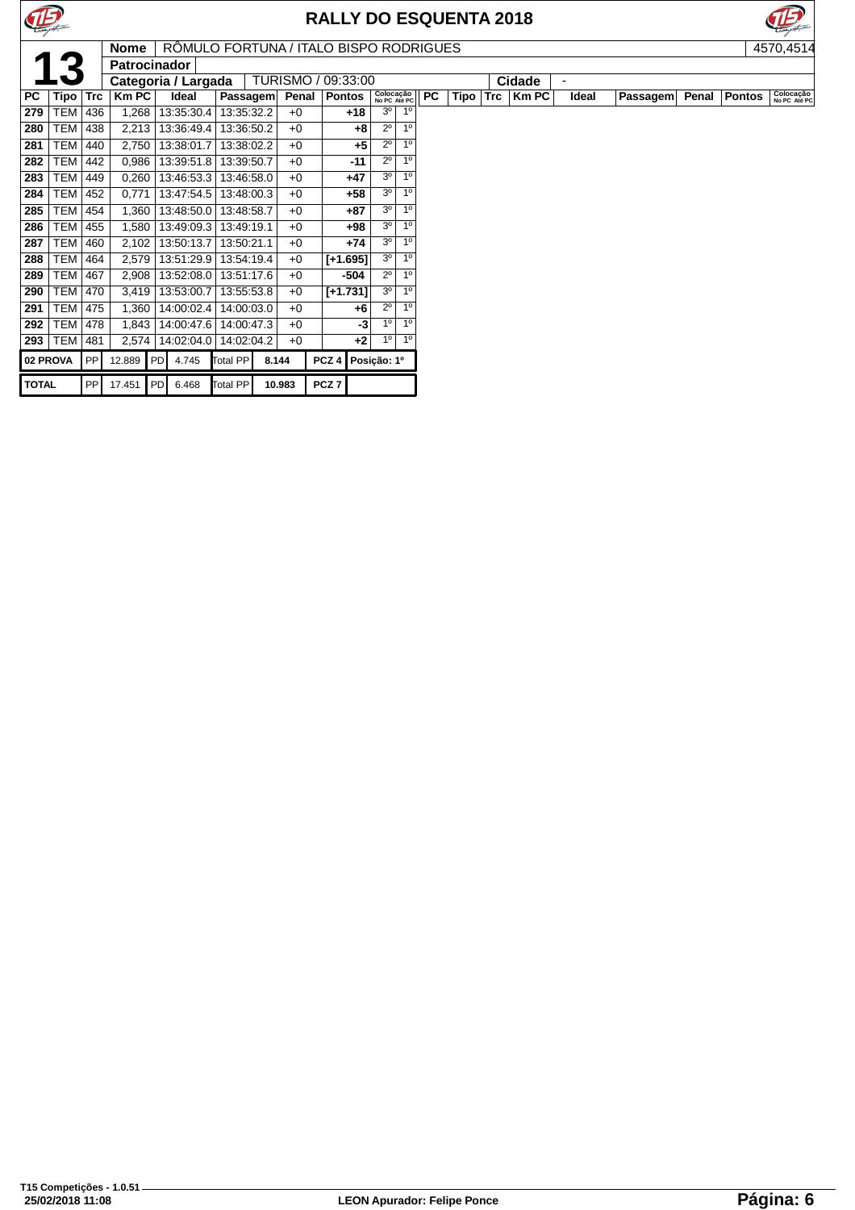# RALLY DO ESQUENTA 2018

**13**

| Nome | RÔMULO FORTUNA / ITALO BISPO RODRIGUES | | 4570,4514 |
|---|---|---|---|
| Patrocinador | | | |
| Categoria / Largada | TURISMO / 09:33:00 | Cidade | - |

| PC | Tipo | Trc | Km PC | Ideal | Passagem | Penal | Pontos | Colocação No PC | Colocação Até PC |
|---|---|---|---|---|---|---|---|---|---|
| 279 | TEM | 436 | 1,268 | 13:35:30.4 | 13:35:32.2 | +0 | +18 | 3º | 1º |
| 280 | TEM | 438 | 2,213 | 13:36:49.4 | 13:36:50.2 | +0 | +8 | 2º | 1º |
| 281 | TEM | 440 | 2,750 | 13:38:01.7 | 13:38:02.2 | +0 | +5 | 2º | 1º |
| 282 | TEM | 442 | 0,986 | 13:39:51.8 | 13:39:50.7 | +0 | -11 | 2º | 1º |
| 283 | TEM | 449 | 0,260 | 13:46:53.3 | 13:46:58.0 | +0 | +47 | 3º | 1º |
| 284 | TEM | 452 | 0,771 | 13:47:54.5 | 13:48:00.3 | +0 | +58 | 3º | 1º |
| 285 | TEM | 454 | 1,360 | 13:48:50.0 | 13:48:58.7 | +0 | +87 | 3º | 1º |
| 286 | TEM | 455 | 1,580 | 13:49:09.3 | 13:49:19.1 | +0 | +98 | 3º | 1º |
| 287 | TEM | 460 | 2,102 | 13:50:13.7 | 13:50:21.1 | +0 | +74 | 3º | 1º |
| 288 | TEM | 464 | 2,579 | 13:51:29.9 | 13:54:19.4 | +0 | [+1.695] | 3º | 1º |
| 289 | TEM | 467 | 2,908 | 13:52:08.0 | 13:51:17.6 | +0 | -504 | 2º | 1º |
| 290 | TEM | 470 | 3,419 | 13:53:00.7 | 13:55:53.8 | +0 | [+1.731] | 3º | 1º |
| 291 | TEM | 475 | 1,360 | 14:00:02.4 | 14:00:03.0 | +0 | +6 | 2º | 1º |
| 292 | TEM | 478 | 1,843 | 14:00:47.6 | 14:00:47.3 | +0 | -3 | 1º | 1º |
| 293 | TEM | 481 | 2,574 | 14:02:04.0 | 14:02:04.2 | +0 | +2 | 1º | 1º |

| | PP | | PD | | Total PP | | | |
|---|---|---|---|---|---|---|---|---|
| 02 PROVA | PP | 12.889 | PD | 4.745 | Total PP | 8.144 | PCZ 4 | Posição: 1º |
| TOTAL | PP | 17.451 | PD | 6.468 | Total PP | 10.983 | PCZ 7 | |

T15 Competições - 1.0.51
25/02/2018 11:08

LEON Apurador: Felipe Ponce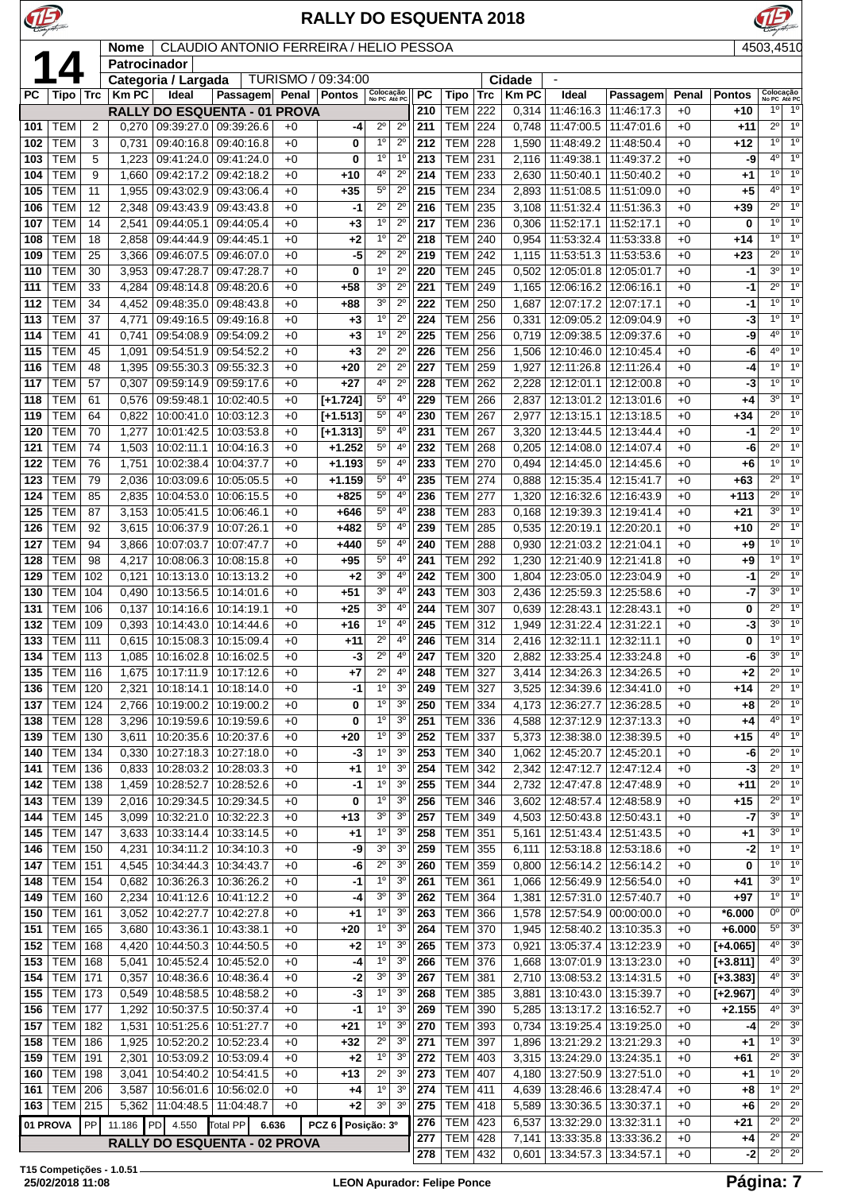# RALLY DO ESQUENTA 2018

**14**

| Nome | CLAUDIO ANTONIO FERREIRA / HELIO PESSOA | 4503,4510 |
|---|---|---|
| Patrocinador | | |
| Categoria / Largada | TURISMO / 09:34:00 | Cidade - |

| PC | Tipo | Trc | Km PC | Ideal | Passagem | Penal | Pontos | Colocação No PC | Colocação Até PC |
|---|---|---|---|---|---|---|---|---|---|
| **RALLY DO ESQUENTA - 01 PROVA** | | | | | | | | | |
| 101 | TEM | 2 | 0,270 | 09:39:27.0 | 09:39:26.6 | +0 | -4 | 2º | 2º |
| 102 | TEM | 3 | 0,731 | 09:40:16.8 | 09:40:16.8 | +0 | 0 | 1º | 2º |
| 103 | TEM | 5 | 1,223 | 09:41:24.0 | 09:41:24.0 | +0 | 0 | 1º | 1º |
| 104 | TEM | 9 | 1,660 | 09:42:17.2 | 09:42:18.2 | +0 | +10 | 4º | 2º |
| 105 | TEM | 11 | 1,955 | 09:43:02.9 | 09:43:06.4 | +0 | +35 | 5º | 2º |
| 106 | TEM | 12 | 2,348 | 09:43:43.9 | 09:43:43.8 | +0 | -1 | 2º | 2º |
| 107 | TEM | 14 | 2,541 | 09:44:05.1 | 09:44:05.4 | +0 | +3 | 1º | 2º |
| 108 | TEM | 18 | 2,858 | 09:44:44.9 | 09:44:45.1 | +0 | +2 | 1º | 2º |
| 109 | TEM | 25 | 3,366 | 09:46:07.5 | 09:46:07.0 | +0 | -5 | 2º | 2º |
| 110 | TEM | 30 | 3,953 | 09:47:28.7 | 09:47:28.7 | +0 | 0 | 1º | 2º |
| 111 | TEM | 33 | 4,284 | 09:48:14.8 | 09:48:20.6 | +0 | +58 | 3º | 2º |
| 112 | TEM | 34 | 4,452 | 09:48:35.0 | 09:48:43.8 | +0 | +88 | 3º | 2º |
| 113 | TEM | 37 | 4,771 | 09:49:16.5 | 09:49:16.8 | +0 | +3 | 1º | 2º |
| 114 | TEM | 41 | 0,741 | 09:54:08.9 | 09:54:09.2 | +0 | +3 | 1º | 2º |
| 115 | TEM | 45 | 1,091 | 09:54:51.9 | 09:54:52.2 | +0 | +3 | 2º | 2º |
| 116 | TEM | 48 | 1,395 | 09:55:30.3 | 09:55:32.3 | +0 | +20 | 2º | 2º |
| 117 | TEM | 57 | 0,307 | 09:59:14.9 | 09:59:17.6 | +0 | +27 | 4º | 2º |
| 118 | TEM | 61 | 0,576 | 09:59:48.1 | 10:02:40.5 | +0 | [+1.724] | 5º | 4º |
| 119 | TEM | 64 | 0,822 | 10:00:41.0 | 10:03:12.3 | +0 | [+1.513] | 5º | 4º |
| 120 | TEM | 70 | 1,277 | 10:01:42.5 | 10:03:53.8 | +0 | [+1.313] | 5º | 4º |
| 121 | TEM | 74 | 1,503 | 10:02:11.1 | 10:04:16.3 | +0 | +1.252 | 5º | 4º |
| 122 | TEM | 76 | 1,751 | 10:02:38.4 | 10:04:37.7 | +0 | +1.193 | 5º | 4º |
| 123 | TEM | 79 | 2,036 | 10:03:09.6 | 10:05:05.5 | +0 | +1.159 | 5º | 4º |
| 124 | TEM | 85 | 2,835 | 10:04:53.0 | 10:06:15.5 | +0 | +825 | 5º | 4º |
| 125 | TEM | 87 | 3,153 | 10:05:41.5 | 10:06:46.1 | +0 | +646 | 5º | 4º |
| 126 | TEM | 92 | 3,615 | 10:06:37.9 | 10:07:26.1 | +0 | +482 | 5º | 4º |
| 127 | TEM | 94 | 3,866 | 10:07:03.7 | 10:07:47.7 | +0 | +440 | 5º | 4º |
| 128 | TEM | 98 | 4,217 | 10:08:06.3 | 10:08:15.8 | +0 | +95 | 5º | 4º |
| 129 | TEM | 102 | 0,121 | 10:13:10.0 | 10:13:13.2 | +0 | +2 | 3º | 4º |
| 130 | TEM | 104 | 0,490 | 10:13:56.5 | 10:14:01.6 | +0 | +51 | 3º | 4º |
| 131 | TEM | 106 | 0,137 | 10:14:16.6 | 10:14:19.1 | +0 | +25 | 3º | 4º |
| 132 | TEM | 109 | 0,393 | 10:14:43.0 | 10:14:44.6 | +0 | +16 | 1º | 4º |
| 133 | TEM | 111 | 0,615 | 10:15:08.3 | 10:15:09.4 | +0 | +11 | 2º | 4º |
| 134 | TEM | 113 | 1,085 | 10:16:02.8 | 10:16:02.5 | +0 | -3 | 2º | 4º |
| 135 | TEM | 116 | 1,675 | 10:17:11.9 | 10:17:12.6 | +0 | +7 | 2º | 4º |
| 136 | TEM | 120 | 2,321 | 10:18:14.1 | 10:18:14.0 | +0 | -1 | 1º | 3º |
| 137 | TEM | 124 | 2,766 | 10:19:00.2 | 10:19:00.2 | +0 | 0 | 1º | 3º |
| 138 | TEM | 128 | 3,296 | 10:19:59.6 | 10:19:59.6 | +0 | 0 | 1º | 3º |
| 139 | TEM | 130 | 3,611 | 10:20:35.6 | 10:20:37.6 | +0 | +20 | 1º | 3º |
| 140 | TEM | 134 | 0,330 | 10:27:18.3 | 10:27:18.0 | +0 | -3 | 1º | 3º |
| 141 | TEM | 136 | 0,833 | 10:28:03.2 | 10:28:03.3 | +0 | +1 | 1º | 3º |
| 142 | TEM | 138 | 1,459 | 10:28:52.7 | 10:28:52.6 | +0 | -1 | 1º | 3º |
| 143 | TEM | 139 | 2,016 | 10:29:34.5 | 10:29:34.5 | +0 | 0 | 1º | 3º |
| 144 | TEM | 145 | 3,099 | 10:32:21.0 | 10:32:22.3 | +0 | +13 | 3º | 3º |
| 145 | TEM | 147 | 3,633 | 10:33:14.4 | 10:33:14.5 | +0 | +1 | 1º | 3º |
| 146 | TEM | 150 | 4,231 | 10:34:11.2 | 10:34:10.3 | +0 | -9 | 3º | 3º |
| 147 | TEM | 151 | 4,545 | 10:34:44.3 | 10:34:43.7 | +0 | -6 | 2º | 3º |
| 148 | TEM | 154 | 0,682 | 10:36:26.3 | 10:36:26.2 | +0 | -1 | 1º | 3º |
| 149 | TEM | 160 | 2,234 | 10:41:12.6 | 10:41:12.2 | +0 | -4 | 3º | 3º |
| 150 | TEM | 161 | 3,052 | 10:42:27.7 | 10:42:27.8 | +0 | +1 | 1º | 3º |
| 151 | TEM | 165 | 3,680 | 10:43:36.1 | 10:43:38.1 | +0 | +20 | 1º | 3º |
| 152 | TEM | 168 | 4,420 | 10:44:50.3 | 10:44:50.5 | +0 | +2 | 1º | 3º |
| 153 | TEM | 168 | 5,041 | 10:45:52.4 | 10:45:52.0 | +0 | -4 | 1º | 3º |
| 154 | TEM | 171 | 0,357 | 10:48:36.6 | 10:48:36.4 | +0 | -2 | 3º | 3º |
| 155 | TEM | 173 | 0,549 | 10:48:58.5 | 10:48:58.2 | +0 | -3 | 1º | 3º |
| 156 | TEM | 177 | 1,292 | 10:50:37.5 | 10:50:37.4 | +0 | -1 | 1º | 3º |
| 157 | TEM | 182 | 1,531 | 10:51:25.6 | 10:51:27.7 | +0 | +21 | 1º | 3º |
| 158 | TEM | 186 | 1,925 | 10:52:20.2 | 10:52:23.4 | +0 | +32 | 2º | 3º |
| 159 | TEM | 191 | 2,301 | 10:53:09.2 | 10:53:09.4 | +0 | +2 | 1º | 3º |
| 160 | TEM | 198 | 3,041 | 10:54:40.2 | 10:54:41.5 | +0 | +13 | 2º | 3º |
| 161 | TEM | 206 | 3,587 | 10:56:01.6 | 10:56:02.0 | +0 | +4 | 1º | 3º |
| 163 | TEM | 215 | 5,362 | 11:04:48.5 | 11:04:48.7 | +0 | +2 | 3º | 3º |
| **01 PROVA** | PP | 11.186 | PD 4.550 | Total PP | 6.636 | | PCZ 6 | Posição: 3º | |
| **RALLY DO ESQUENTA - 02 PROVA** | | | | | | | | | |
| 210 | TEM | 222 | 0,314 | 11:46:16.3 | 11:46:17.3 | +0 | +10 | 1º | 1º |
| 211 | TEM | 224 | 0,748 | 11:47:00.5 | 11:47:01.6 | +0 | +11 | 2º | 1º |
| 212 | TEM | 228 | 1,590 | 11:48:49.2 | 11:48:50.4 | +0 | +12 | 1º | 1º |
| 213 | TEM | 231 | 2,116 | 11:49:38.1 | 11:49:37.2 | +0 | -9 | 4º | 1º |
| 214 | TEM | 233 | 2,630 | 11:50:40.1 | 11:50:40.2 | +0 | +1 | 1º | 1º |
| 215 | TEM | 234 | 2,893 | 11:51:08.5 | 11:51:09.0 | +0 | +5 | 4º | 1º |
| 216 | TEM | 235 | 3,108 | 11:51:32.4 | 11:51:36.3 | +0 | +39 | 2º | 1º |
| 217 | TEM | 236 | 0,306 | 11:52:17.1 | 11:52:17.1 | +0 | 0 | 1º | 1º |
| 218 | TEM | 240 | 0,954 | 11:53:32.4 | 11:53:33.8 | +0 | +14 | 1º | 1º |
| 219 | TEM | 242 | 1,115 | 11:53:51.3 | 11:53:53.6 | +0 | +23 | 2º | 1º |
| 220 | TEM | 245 | 0,502 | 12:05:01.8 | 12:05:01.7 | +0 | -1 | 3º | 1º |
| 221 | TEM | 249 | 1,165 | 12:06:16.2 | 12:06:16.1 | +0 | -1 | 2º | 1º |
| 222 | TEM | 250 | 1,687 | 12:07:17.2 | 12:07:17.1 | +0 | -1 | 1º | 1º |
| 224 | TEM | 256 | 0,331 | 12:09:05.2 | 12:09:04.9 | +0 | -3 | 1º | 1º |
| 225 | TEM | 256 | 0,719 | 12:09:38.5 | 12:09:37.6 | +0 | -9 | 4º | 1º |
| 226 | TEM | 256 | 1,506 | 12:10:46.0 | 12:10:45.4 | +0 | -6 | 4º | 1º |
| 227 | TEM | 259 | 1,927 | 12:11:26.8 | 12:11:26.4 | +0 | -4 | 1º | 1º |
| 228 | TEM | 262 | 2,228 | 12:12:01.1 | 12:12:00.8 | +0 | -3 | 1º | 1º |
| 229 | TEM | 266 | 2,837 | 12:13:01.2 | 12:13:01.6 | +0 | +4 | 3º | 1º |
| 230 | TEM | 267 | 2,977 | 12:13:15.1 | 12:13:18.5 | +0 | +34 | 2º | 1º |
| 231 | TEM | 267 | 3,320 | 12:13:44.5 | 12:13:44.4 | +0 | -1 | 2º | 1º |
| 232 | TEM | 268 | 0,205 | 12:14:08.0 | 12:14:07.4 | +0 | -6 | 2º | 1º |
| 233 | TEM | 270 | 0,494 | 12:14:45.0 | 12:14:45.6 | +0 | +6 | 1º | 1º |
| 235 | TEM | 274 | 0,888 | 12:15:35.4 | 12:15:41.7 | +0 | +63 | 2º | 1º |
| 236 | TEM | 277 | 1,320 | 12:16:32.6 | 12:16:43.9 | +0 | +113 | 2º | 1º |
| 238 | TEM | 283 | 0,168 | 12:19:39.3 | 12:19:41.4 | +0 | +21 | 3º | 1º |
| 239 | TEM | 285 | 0,535 | 12:20:19.1 | 12:20:20.1 | +0 | +10 | 2º | 1º |
| 240 | TEM | 288 | 0,930 | 12:21:03.2 | 12:21:04.1 | +0 | +9 | 1º | 1º |
| 241 | TEM | 292 | 1,230 | 12:21:40.9 | 12:21:41.8 | +0 | +9 | 1º | 1º |
| 242 | TEM | 300 | 1,804 | 12:23:05.0 | 12:23:04.9 | +0 | -1 | 2º | 1º |
| 243 | TEM | 303 | 2,436 | 12:25:59.3 | 12:25:58.6 | +0 | -7 | 3º | 1º |
| 244 | TEM | 307 | 0,639 | 12:28:43.1 | 12:28:43.1 | +0 | 0 | 2º | 1º |
| 245 | TEM | 312 | 1,949 | 12:31:22.4 | 12:31:22.1 | +0 | -3 | 3º | 1º |
| 246 | TEM | 314 | 2,416 | 12:32:11.1 | 12:32:11.1 | +0 | 0 | 1º | 1º |
| 247 | TEM | 320 | 2,882 | 12:33:25.4 | 12:33:24.8 | +0 | -6 | 3º | 1º |
| 248 | TEM | 327 | 3,414 | 12:34:26.3 | 12:34:26.5 | +0 | +2 | 2º | 1º |
| 249 | TEM | 327 | 3,525 | 12:34:39.6 | 12:34:41.0 | +0 | +14 | 2º | 1º |
| 250 | TEM | 334 | 4,173 | 12:36:27.7 | 12:36:28.5 | +0 | +8 | 2º | 1º |
| 251 | TEM | 336 | 4,588 | 12:37:12.9 | 12:37:13.3 | +0 | +4 | 4º | 1º |
| 252 | TEM | 337 | 5,373 | 12:38:38.0 | 12:38:39.5 | +0 | +15 | 4º | 1º |
| 253 | TEM | 340 | 1,062 | 12:45:20.7 | 12:45:20.1 | +0 | -6 | 2º | 1º |
| 254 | TEM | 342 | 2,342 | 12:47:12.7 | 12:47:12.4 | +0 | -3 | 2º | 1º |
| 255 | TEM | 344 | 2,732 | 12:47:47.8 | 12:47:48.9 | +0 | +11 | 2º | 1º |
| 256 | TEM | 346 | 3,602 | 12:48:57.4 | 12:48:58.9 | +0 | +15 | 2º | 1º |
| 257 | TEM | 349 | 4,503 | 12:50:43.8 | 12:50:43.1 | +0 | -7 | 3º | 1º |
| 258 | TEM | 351 | 5,161 | 12:51:43.4 | 12:51:43.5 | +0 | +1 | 3º | 1º |
| 259 | TEM | 355 | 6,111 | 12:53:18.8 | 12:53:18.6 | +0 | -2 | 1º | 1º |
| 260 | TEM | 359 | 0,800 | 12:56:14.2 | 12:56:14.2 | +0 | 0 | 1º | 1º |
| 261 | TEM | 361 | 1,066 | 12:56:49.9 | 12:56:54.0 | +0 | +41 | 3º | 1º |
| 262 | TEM | 364 | 1,381 | 12:57:31.0 | 12:57:40.7 | +0 | +97 | 1º | 1º |
| 263 | TEM | 366 | 1,578 | 12:57:54.9 | 00:00:00.0 | +0 | *6.000 | 0º | 0º |
| 264 | TEM | 370 | 1,945 | 12:58:40.2 | 13:10:35.3 | +0 | +6.000 | 5º | 3º |
| 265 | TEM | 373 | 0,921 | 13:05:37.4 | 13:12:23.9 | +0 | [+4.065] | 4º | 3º |
| 266 | TEM | 376 | 1,668 | 13:07:01.9 | 13:13:23.0 | +0 | [+3.811] | 4º | 3º |
| 267 | TEM | 381 | 2,710 | 13:08:53.2 | 13:14:31.5 | +0 | [+3.383] | 4º | 3º |
| 268 | TEM | 385 | 3,881 | 13:10:43.0 | 13:15:39.7 | +0 | [+2.967] | 4º | 3º |
| 269 | TEM | 390 | 5,285 | 13:13:17.2 | 13:16:52.7 | +0 | +2.155 | 4º | 3º |
| 270 | TEM | 393 | 0,734 | 13:19:25.4 | 13:19:25.0 | +0 | -4 | 2º | 3º |
| 271 | TEM | 397 | 1,896 | 13:21:29.2 | 13:21:29.3 | +0 | +1 | 1º | 3º |
| 272 | TEM | 403 | 3,315 | 13:24:29.0 | 13:24:35.1 | +0 | +61 | 2º | 3º |
| 273 | TEM | 407 | 4,180 | 13:27:50.9 | 13:27:51.0 | +0 | +1 | 1º | 2º |
| 274 | TEM | 411 | 4,639 | 13:28:46.6 | 13:28:47.4 | +0 | +8 | 1º | 2º |
| 275 | TEM | 418 | 5,589 | 13:30:36.5 | 13:30:37.1 | +0 | +6 | 2º | 2º |
| 276 | TEM | 423 | 6,537 | 13:32:29.0 | 13:32:31.1 | +0 | +21 | 2º | 2º |
| 277 | TEM | 428 | 7,141 | 13:33:35.8 | 13:33:36.2 | +0 | +4 | 2º | 2º |
| 278 | TEM | 432 | 0,601 | 13:34:57.3 | 13:34:57.1 | +0 | -2 | 2º | 2º |

T15 Competições - 1.0.51
25/02/2018 11:08
LEON Apurador: Felipe Ponce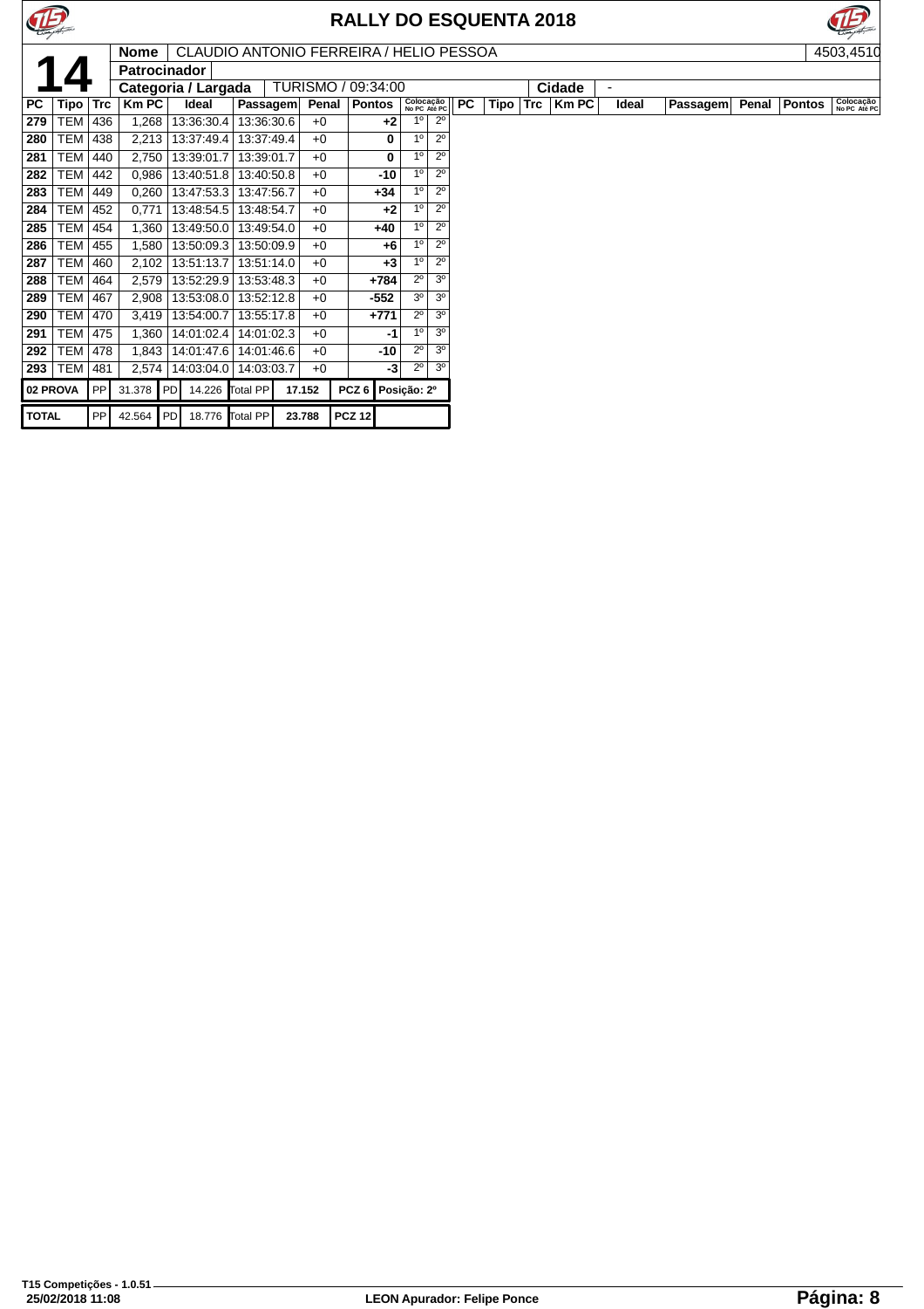# RALLY DO ESQUENTA 2018

**14**

**Nome** CLAUDIO ANTONIO FERREIRA / HELIO PESSOA — 4503,4510

**Patrocinador**

**Categoria / Largada** TURISMO / 09:34:00 — **Cidade** -

| PC | Tipo | Trc | Km PC | Ideal | Passagem | Penal | Pontos | Colocação No PC | Colocação Até PC |
|---|---|---|---|---|---|---|---|---|---|
| 279 | TEM | 436 | 1,268 | 13:36:30.4 | 13:36:30.6 | +0 | +2 | 1º | 2º |
| 280 | TEM | 438 | 2,213 | 13:37:49.4 | 13:37:49.4 | +0 | 0 | 1º | 2º |
| 281 | TEM | 440 | 2,750 | 13:39:01.7 | 13:39:01.7 | +0 | 0 | 1º | 2º |
| 282 | TEM | 442 | 0,986 | 13:40:51.8 | 13:40:50.8 | +0 | -10 | 1º | 2º |
| 283 | TEM | 449 | 0,260 | 13:47:53.3 | 13:47:56.7 | +0 | +34 | 1º | 2º |
| 284 | TEM | 452 | 0,771 | 13:48:54.5 | 13:48:54.7 | +0 | +2 | 1º | 2º |
| 285 | TEM | 454 | 1,360 | 13:49:50.0 | 13:49:54.0 | +0 | +40 | 1º | 2º |
| 286 | TEM | 455 | 1,580 | 13:50:09.3 | 13:50:09.9 | +0 | +6 | 1º | 2º |
| 287 | TEM | 460 | 2,102 | 13:51:13.7 | 13:51:14.0 | +0 | +3 | 1º | 2º |
| 288 | TEM | 464 | 2,579 | 13:52:29.9 | 13:53:48.3 | +0 | +784 | 2º | 3º |
| 289 | TEM | 467 | 2,908 | 13:53:08.0 | 13:52:12.8 | +0 | -552 | 3º | 3º |
| 290 | TEM | 470 | 3,419 | 13:54:00.7 | 13:55:17.8 | +0 | +771 | 2º | 3º |
| 291 | TEM | 475 | 1,360 | 14:01:02.4 | 14:01:02.3 | +0 | -1 | 1º | 3º |
| 292 | TEM | 478 | 1,843 | 14:01:47.6 | 14:01:46.6 | +0 | -10 | 2º | 3º |
| 293 | TEM | 481 | 2,574 | 14:03:04.0 | 14:03:03.7 | +0 | -3 | 2º | 3º |

| | | | | | | | | |
|---|---|---|---|---|---|---|---|---|
| 02 PROVA | PP | 31.378 | PD | 14.226 | Total PP | 17.152 | PCZ 6 | Posição: 2º |
| TOTAL | PP | 42.564 | PD | 18.776 | Total PP | 23.788 | PCZ 12 | |

T15 Competições - 1.0.51
25/02/2018 11:08

LEON Apurador: Felipe Ponce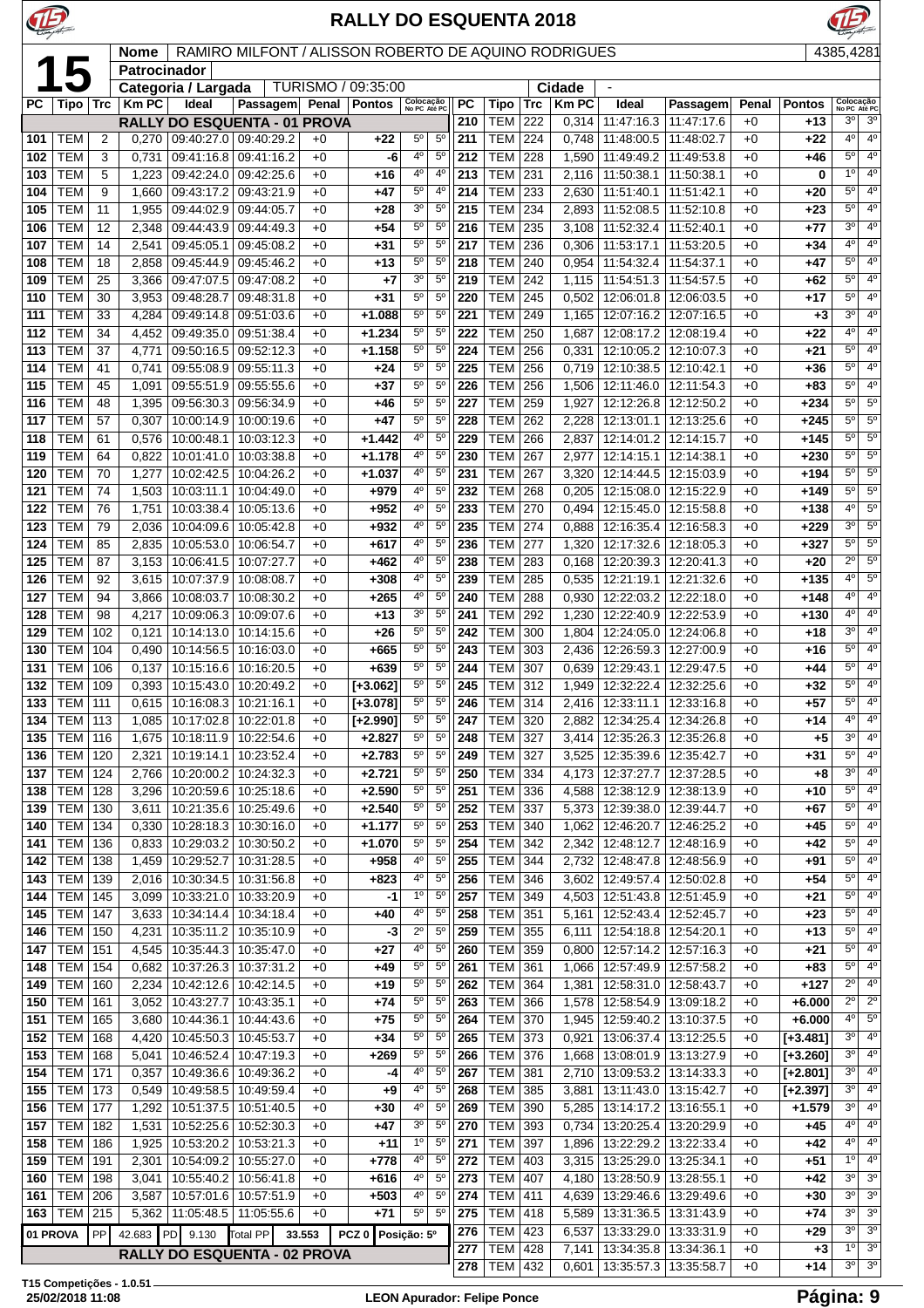# RALLY DO ESQUENTA 2018

**15**

| Nome | RAMIRO MILFONT / ALISSON ROBERTO DE AQUINO RODRIGUES | 4385,4281 |
|---|---|---|
| Patrocinador | | |
| Categoria / Largada | TURISMO / 09:35:00 | Cidade - |

| PC | Tipo | Trc | Km PC | Ideal | Passagem | Penal | Pontos | Colocação No PC | Colocação Até PC |
|---|---|---|---|---|---|---|---|---|---|
| **RALLY DO ESQUENTA - 01 PROVA** | | | | | | | | | |
| 101 | TEM | 2 | 0,270 | 09:40:27.0 | 09:40:29.2 | +0 | +22 | 5º | 5º |
| 102 | TEM | 3 | 0,731 | 09:41:16.8 | 09:41:16.2 | +0 | -6 | 4º | 5º |
| 103 | TEM | 5 | 1,223 | 09:42:24.0 | 09:42:25.6 | +0 | +16 | 4º | 4º |
| 104 | TEM | 9 | 1,660 | 09:43:17.2 | 09:43:21.9 | +0 | +47 | 5º | 4º |
| 105 | TEM | 11 | 1,955 | 09:44:02.9 | 09:44:05.7 | +0 | +28 | 3º | 5º |
| 106 | TEM | 12 | 2,348 | 09:44:43.9 | 09:44:49.3 | +0 | +54 | 5º | 5º |
| 107 | TEM | 14 | 2,541 | 09:45:05.1 | 09:45:08.2 | +0 | +31 | 5º | 5º |
| 108 | TEM | 18 | 2,858 | 09:45:44.9 | 09:45:46.2 | +0 | +13 | 5º | 5º |
| 109 | TEM | 25 | 3,366 | 09:47:07.5 | 09:47:08.2 | +0 | +7 | 3º | 5º |
| 110 | TEM | 30 | 3,953 | 09:48:28.7 | 09:48:31.8 | +0 | +31 | 5º | 5º |
| 111 | TEM | 33 | 4,284 | 09:49:14.8 | 09:51:03.6 | +0 | +1.088 | 5º | 5º |
| 112 | TEM | 34 | 4,452 | 09:49:35.0 | 09:51:38.4 | +0 | +1.234 | 5º | 5º |
| 113 | TEM | 37 | 4,771 | 09:50:16.5 | 09:52:12.3 | +0 | +1.158 | 5º | 5º |
| 114 | TEM | 41 | 0,741 | 09:55:08.9 | 09:55:11.3 | +0 | +24 | 5º | 5º |
| 115 | TEM | 45 | 1,091 | 09:55:51.9 | 09:55:55.6 | +0 | +37 | 5º | 5º |
| 116 | TEM | 48 | 1,395 | 09:56:30.3 | 09:56:34.9 | +0 | +46 | 5º | 5º |
| 117 | TEM | 57 | 0,307 | 10:00:14.9 | 10:00:19.6 | +0 | +47 | 5º | 5º |
| 118 | TEM | 61 | 0,576 | 10:00:48.1 | 10:03:12.3 | +0 | +1.442 | 4º | 5º |
| 119 | TEM | 64 | 0,822 | 10:01:41.0 | 10:03:38.8 | +0 | +1.178 | 4º | 5º |
| 120 | TEM | 70 | 1,277 | 10:02:42.5 | 10:04:26.2 | +0 | +1.037 | 4º | 5º |
| 121 | TEM | 74 | 1,503 | 10:03:11.1 | 10:04:49.0 | +0 | +979 | 4º | 5º |
| 122 | TEM | 76 | 1,751 | 10:03:38.4 | 10:05:13.6 | +0 | +952 | 4º | 5º |
| 123 | TEM | 79 | 2,036 | 10:04:09.6 | 10:05:42.8 | +0 | +932 | 4º | 5º |
| 124 | TEM | 85 | 2,835 | 10:05:53.0 | 10:06:54.7 | +0 | +617 | 4º | 5º |
| 125 | TEM | 87 | 3,153 | 10:06:41.5 | 10:07:27.7 | +0 | +462 | 4º | 5º |
| 126 | TEM | 92 | 3,615 | 10:07:37.9 | 10:08:08.7 | +0 | +308 | 4º | 5º |
| 127 | TEM | 94 | 3,866 | 10:08:03.7 | 10:08:30.2 | +0 | +265 | 4º | 5º |
| 128 | TEM | 98 | 4,217 | 10:09:06.3 | 10:09:07.6 | +0 | +13 | 3º | 5º |
| 129 | TEM | 102 | 0,121 | 10:14:13.0 | 10:14:15.6 | +0 | +26 | 5º | 5º |
| 130 | TEM | 104 | 0,490 | 10:14:56.5 | 10:16:03.0 | +0 | +665 | 5º | 5º |
| 131 | TEM | 106 | 0,137 | 10:15:16.6 | 10:16:20.5 | +0 | +639 | 5º | 5º |
| 132 | TEM | 109 | 0,393 | 10:15:43.0 | 10:20:49.2 | +0 | [+3.062] | 5º | 5º |
| 133 | TEM | 111 | 0,615 | 10:16:08.3 | 10:21:16.1 | +0 | [+3.078] | 5º | 5º |
| 134 | TEM | 113 | 1,085 | 10:17:02.8 | 10:22:01.8 | +0 | [+2.990] | 5º | 5º |
| 135 | TEM | 116 | 1,675 | 10:18:11.9 | 10:22:54.6 | +0 | +2.827 | 5º | 5º |
| 136 | TEM | 120 | 2,321 | 10:19:14.1 | 10:23:52.4 | +0 | +2.783 | 5º | 5º |
| 137 | TEM | 124 | 2,766 | 10:20:00.2 | 10:24:32.3 | +0 | +2.721 | 5º | 5º |
| 138 | TEM | 128 | 3,296 | 10:20:59.6 | 10:25:18.6 | +0 | +2.590 | 5º | 5º |
| 139 | TEM | 130 | 3,611 | 10:21:35.6 | 10:25:49.6 | +0 | +2.540 | 5º | 5º |
| 140 | TEM | 134 | 0,330 | 10:28:18.3 | 10:30:16.0 | +0 | +1.177 | 5º | 5º |
| 141 | TEM | 136 | 0,833 | 10:29:03.2 | 10:30:50.2 | +0 | +1.070 | 5º | 5º |
| 142 | TEM | 138 | 1,459 | 10:29:52.7 | 10:31:28.5 | +0 | +958 | 4º | 5º |
| 143 | TEM | 139 | 2,016 | 10:30:34.5 | 10:31:56.8 | +0 | +823 | 4º | 5º |
| 144 | TEM | 145 | 3,099 | 10:33:21.0 | 10:33:20.9 | +0 | -1 | 1º | 5º |
| 145 | TEM | 147 | 3,633 | 10:34:14.4 | 10:34:18.4 | +0 | +40 | 4º | 5º |
| 146 | TEM | 150 | 4,231 | 10:35:11.2 | 10:35:10.9 | +0 | -3 | 2º | 5º |
| 147 | TEM | 151 | 4,545 | 10:35:44.3 | 10:35:47.0 | +0 | +27 | 4º | 5º |
| 148 | TEM | 154 | 0,682 | 10:37:26.3 | 10:37:31.2 | +0 | +49 | 5º | 5º |
| 149 | TEM | 160 | 2,234 | 10:42:12.6 | 10:42:14.5 | +0 | +19 | 5º | 5º |
| 150 | TEM | 161 | 3,052 | 10:43:27.7 | 10:43:35.1 | +0 | +74 | 5º | 5º |
| 151 | TEM | 165 | 3,680 | 10:44:36.1 | 10:44:43.6 | +0 | +75 | 5º | 5º |
| 152 | TEM | 168 | 4,420 | 10:45:50.3 | 10:45:53.7 | +0 | +34 | 5º | 5º |
| 153 | TEM | 168 | 5,041 | 10:46:52.4 | 10:47:19.3 | +0 | +269 | 5º | 5º |
| 154 | TEM | 171 | 0,357 | 10:49:36.6 | 10:49:36.2 | +0 | -4 | 4º | 5º |
| 155 | TEM | 173 | 0,549 | 10:49:58.5 | 10:49:59.4 | +0 | +9 | 4º | 5º |
| 156 | TEM | 177 | 1,292 | 10:51:37.5 | 10:51:40.5 | +0 | +30 | 4º | 5º |
| 157 | TEM | 182 | 1,531 | 10:52:25.6 | 10:52:30.3 | +0 | +47 | 3º | 5º |
| 158 | TEM | 186 | 1,925 | 10:53:20.2 | 10:53:21.3 | +0 | +11 | 1º | 5º |
| 159 | TEM | 191 | 2,301 | 10:54:09.2 | 10:55:27.0 | +0 | +778 | 4º | 5º |
| 160 | TEM | 198 | 3,041 | 10:55:40.2 | 10:56:41.8 | +0 | +616 | 4º | 5º |
| 161 | TEM | 206 | 3,587 | 10:57:01.6 | 10:57:51.9 | +0 | +503 | 4º | 5º |
| 163 | TEM | 215 | 5,362 | 11:05:48.5 | 11:05:55.6 | +0 | +71 | 5º | 5º |
| 01 PROVA | PP | 42.683 | PD 9.130 | Total PP | 33.553 | | PCZ 0 | Posição: 5º | |
| **RALLY DO ESQUENTA - 02 PROVA** | | | | | | | | | |
| 210 | TEM | 222 | 0,314 | 11:47:16.3 | 11:47:17.6 | +0 | +13 | 3º | 3º |
| 211 | TEM | 224 | 0,748 | 11:48:00.5 | 11:48:02.7 | +0 | +22 | 4º | 4º |
| 212 | TEM | 228 | 1,590 | 11:49:49.2 | 11:49:53.8 | +0 | +46 | 5º | 4º |
| 213 | TEM | 231 | 2,116 | 11:50:38.1 | 11:50:38.1 | +0 | 0 | 1º | 4º |
| 214 | TEM | 233 | 2,630 | 11:51:40.1 | 11:51:42.1 | +0 | +20 | 5º | 4º |
| 215 | TEM | 234 | 2,893 | 11:52:08.5 | 11:52:10.8 | +0 | +23 | 5º | 4º |
| 216 | TEM | 235 | 3,108 | 11:52:32.4 | 11:52:40.1 | +0 | +77 | 3º | 4º |
| 217 | TEM | 236 | 0,306 | 11:53:17.1 | 11:53:20.5 | +0 | +34 | 4º | 4º |
| 218 | TEM | 240 | 0,954 | 11:54:32.4 | 11:54:37.1 | +0 | +47 | 5º | 4º |
| 219 | TEM | 242 | 1,115 | 11:54:51.3 | 11:54:57.5 | +0 | +62 | 5º | 4º |
| 220 | TEM | 245 | 0,502 | 12:06:01.8 | 12:06:03.5 | +0 | +17 | 5º | 4º |
| 221 | TEM | 249 | 1,165 | 12:07:16.2 | 12:07:16.5 | +0 | +3 | 3º | 4º |
| 222 | TEM | 250 | 1,687 | 12:08:17.2 | 12:08:19.4 | +0 | +22 | 4º | 4º |
| 224 | TEM | 256 | 0,331 | 12:10:05.2 | 12:10:07.3 | +0 | +21 | 5º | 4º |
| 225 | TEM | 256 | 0,719 | 12:10:38.5 | 12:10:42.1 | +0 | +36 | 5º | 4º |
| 226 | TEM | 256 | 1,506 | 12:11:46.0 | 12:11:54.3 | +0 | +83 | 5º | 4º |
| 227 | TEM | 259 | 1,927 | 12:12:26.8 | 12:12:50.2 | +0 | +234 | 5º | 5º |
| 228 | TEM | 262 | 2,228 | 12:13:01.1 | 12:13:25.6 | +0 | +245 | 5º | 5º |
| 229 | TEM | 266 | 2,837 | 12:14:01.2 | 12:14:15.7 | +0 | +145 | 5º | 5º |
| 230 | TEM | 267 | 2,977 | 12:14:15.1 | 12:14:38.1 | +0 | +230 | 5º | 5º |
| 231 | TEM | 267 | 3,320 | 12:14:44.5 | 12:15:03.9 | +0 | +194 | 5º | 5º |
| 232 | TEM | 268 | 0,205 | 12:15:08.0 | 12:15:22.9 | +0 | +149 | 5º | 5º |
| 233 | TEM | 270 | 0,494 | 12:15:45.0 | 12:15:58.8 | +0 | +138 | 4º | 5º |
| 235 | TEM | 274 | 0,888 | 12:16:35.4 | 12:16:58.3 | +0 | +229 | 3º | 5º |
| 236 | TEM | 277 | 1,320 | 12:17:32.6 | 12:18:05.3 | +0 | +327 | 5º | 5º |
| 238 | TEM | 283 | 0,168 | 12:20:39.3 | 12:20:41.3 | +0 | +20 | 2º | 5º |
| 239 | TEM | 285 | 0,535 | 12:21:19.1 | 12:21:32.6 | +0 | +135 | 4º | 5º |
| 240 | TEM | 288 | 0,930 | 12:22:03.2 | 12:22:18.0 | +0 | +148 | 4º | 4º |
| 241 | TEM | 292 | 1,230 | 12:22:40.9 | 12:22:53.9 | +0 | +130 | 4º | 4º |
| 242 | TEM | 300 | 1,804 | 12:24:05.0 | 12:24:06.8 | +0 | +18 | 3º | 4º |
| 243 | TEM | 303 | 2,436 | 12:26:59.3 | 12:27:00.9 | +0 | +16 | 5º | 4º |
| 244 | TEM | 307 | 0,639 | 12:29:43.1 | 12:29:47.5 | +0 | +44 | 5º | 4º |
| 245 | TEM | 312 | 1,949 | 12:32:22.4 | 12:32:25.6 | +0 | +32 | 5º | 4º |
| 246 | TEM | 314 | 2,416 | 12:33:11.1 | 12:33:16.8 | +0 | +57 | 5º | 4º |
| 247 | TEM | 320 | 2,882 | 12:34:25.4 | 12:34:26.8 | +0 | +14 | 4º | 4º |
| 248 | TEM | 327 | 3,414 | 12:35:26.3 | 12:35:26.8 | +0 | +5 | 3º | 4º |
| 249 | TEM | 327 | 3,525 | 12:35:39.6 | 12:35:42.7 | +0 | +31 | 5º | 4º |
| 250 | TEM | 334 | 4,173 | 12:37:27.7 | 12:37:28.5 | +0 | +8 | 3º | 4º |
| 251 | TEM | 336 | 4,588 | 12:38:12.9 | 12:38:13.9 | +0 | +10 | 5º | 4º |
| 252 | TEM | 337 | 5,373 | 12:39:38.0 | 12:39:44.7 | +0 | +67 | 5º | 4º |
| 253 | TEM | 340 | 1,062 | 12:46:20.7 | 12:46:25.2 | +0 | +45 | 5º | 4º |
| 254 | TEM | 342 | 2,342 | 12:48:12.7 | 12:48:16.9 | +0 | +42 | 5º | 4º |
| 255 | TEM | 344 | 2,732 | 12:48:47.8 | 12:48:56.9 | +0 | +91 | 5º | 4º |
| 256 | TEM | 346 | 3,602 | 12:49:57.4 | 12:50:02.8 | +0 | +54 | 5º | 4º |
| 257 | TEM | 349 | 4,503 | 12:51:43.8 | 12:51:45.9 | +0 | +21 | 5º | 4º |
| 258 | TEM | 351 | 5,161 | 12:52:43.4 | 12:52:45.7 | +0 | +23 | 5º | 4º |
| 259 | TEM | 355 | 6,111 | 12:54:18.8 | 12:54:20.1 | +0 | +13 | 5º | 4º |
| 260 | TEM | 359 | 0,800 | 12:57:14.2 | 12:57:16.3 | +0 | +21 | 5º | 4º |
| 261 | TEM | 361 | 1,066 | 12:57:49.9 | 12:57:58.2 | +0 | +83 | 5º | 4º |
| 262 | TEM | 364 | 1,381 | 12:58:31.0 | 12:58:43.7 | +0 | +127 | 2º | 4º |
| 263 | TEM | 366 | 1,578 | 12:58:54.9 | 13:09:18.2 | +0 | +6.000 | 2º | 2º |
| 264 | TEM | 370 | 1,945 | 12:59:40.2 | 13:10:37.5 | +0 | +6.000 | 4º | 5º |
| 265 | TEM | 373 | 0,921 | 13:06:37.4 | 13:12:25.5 | +0 | [+3.481] | 3º | 4º |
| 266 | TEM | 376 | 1,668 | 13:08:01.9 | 13:13:27.9 | +0 | [+3.260] | 3º | 4º |
| 267 | TEM | 381 | 2,710 | 13:09:53.2 | 13:14:33.3 | +0 | [+2.801] | 3º | 4º |
| 268 | TEM | 385 | 3,881 | 13:11:43.0 | 13:15:42.7 | +0 | [+2.397] | 3º | 4º |
| 269 | TEM | 390 | 5,285 | 13:14:17.2 | 13:16:55.1 | +0 | +1.579 | 3º | 4º |
| 270 | TEM | 393 | 0,734 | 13:20:25.4 | 13:20:29.9 | +0 | +45 | 4º | 4º |
| 271 | TEM | 397 | 1,896 | 13:22:29.2 | 13:22:33.4 | +0 | +42 | 4º | 4º |
| 272 | TEM | 403 | 3,315 | 13:25:29.0 | 13:25:34.1 | +0 | +51 | 1º | 4º |
| 273 | TEM | 407 | 4,180 | 13:28:50.9 | 13:28:55.1 | +0 | +42 | 3º | 3º |
| 274 | TEM | 411 | 4,639 | 13:29:46.6 | 13:29:49.6 | +0 | +30 | 3º | 3º |
| 275 | TEM | 418 | 5,589 | 13:31:36.5 | 13:31:43.9 | +0 | +74 | 3º | 3º |
| 276 | TEM | 423 | 6,537 | 13:33:29.0 | 13:33:31.9 | +0 | +29 | 3º | 3º |
| 277 | TEM | 428 | 7,141 | 13:34:35.8 | 13:34:36.1 | +0 | +3 | 1º | 3º |
| 278 | TEM | 432 | 0,601 | 13:35:57.3 | 13:35:58.7 | +0 | +14 | 3º | 3º |

T15 Competições - 1.0.51
25/02/2018 11:08 — LEON Apurador: Felipe Ponce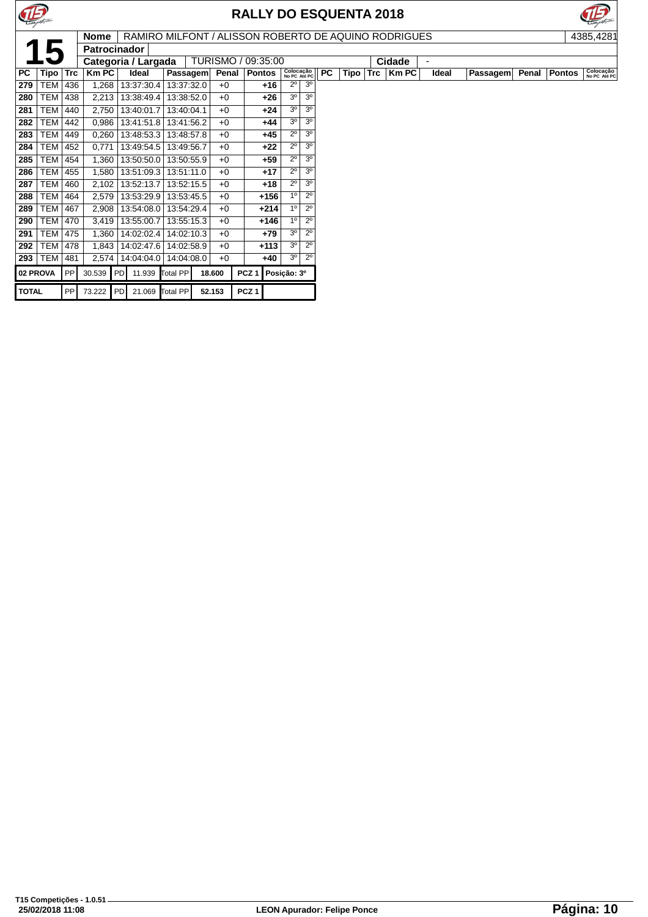# RALLY DO ESQUENTA 2018

**15**

| | | | |
|---|---|---|---|
| **Nome** | RAMIRO MILFONT / ALISSON ROBERTO DE AQUINO RODRIGUES | | 4385,4281 |
| **Patrocinador** | | | |
| **Categoria / Largada** | TURISMO / 09:35:00 | **Cidade** | - |

| PC | Tipo | Trc | Km PC | Ideal | Passagem | Penal | Pontos | Colocação No PC | Colocação Até PC |
|---|---|---|---|---|---|---|---|---|---|
| 279 | TEM | 436 | 1,268 | 13:37:30.4 | 13:37:32.0 | +0 | +16 | 2º | 3º |
| 280 | TEM | 438 | 2,213 | 13:38:49.4 | 13:38:52.0 | +0 | +26 | 3º | 3º |
| 281 | TEM | 440 | 2,750 | 13:40:01.7 | 13:40:04.1 | +0 | +24 | 3º | 3º |
| 282 | TEM | 442 | 0,986 | 13:41:51.8 | 13:41:56.2 | +0 | +44 | 3º | 3º |
| 283 | TEM | 449 | 0,260 | 13:48:53.3 | 13:48:57.8 | +0 | +45 | 2º | 3º |
| 284 | TEM | 452 | 0,771 | 13:49:54.5 | 13:49:56.7 | +0 | +22 | 2º | 3º |
| 285 | TEM | 454 | 1,360 | 13:50:50.0 | 13:50:55.9 | +0 | +59 | 2º | 3º |
| 286 | TEM | 455 | 1,580 | 13:51:09.3 | 13:51:11.0 | +0 | +17 | 2º | 3º |
| 287 | TEM | 460 | 2,102 | 13:52:13.7 | 13:52:15.5 | +0 | +18 | 2º | 3º |
| 288 | TEM | 464 | 2,579 | 13:53:29.9 | 13:53:45.5 | +0 | +156 | 1º | 2º |
| 289 | TEM | 467 | 2,908 | 13:54:08.0 | 13:54:29.4 | +0 | +214 | 1º | 2º |
| 290 | TEM | 470 | 3,419 | 13:55:00.7 | 13:55:15.3 | +0 | +146 | 1º | 2º |
| 291 | TEM | 475 | 1,360 | 14:02:02.4 | 14:02:10.3 | +0 | +79 | 3º | 2º |
| 292 | TEM | 478 | 1,843 | 14:02:47.6 | 14:02:58.9 | +0 | +113 | 3º | 2º |
| 293 | TEM | 481 | 2,574 | 14:04:04.0 | 14:04:08.0 | +0 | +40 | 3º | 2º |

| | | | | | | | | | |
|---|---|---|---|---|---|---|---|---|---|
| 02 PROVA | PP | 30.539 | PD | 11.939 | Total PP | 18.600 | PCZ 1 | Posição: 3º | |
| TOTAL | PP | 73.222 | PD | 21.069 | Total PP | 52.153 | PCZ 1 | | |

T15 Competições - 1.0.51
25/02/2018 11:08

LEON Apurador: Felipe Ponce